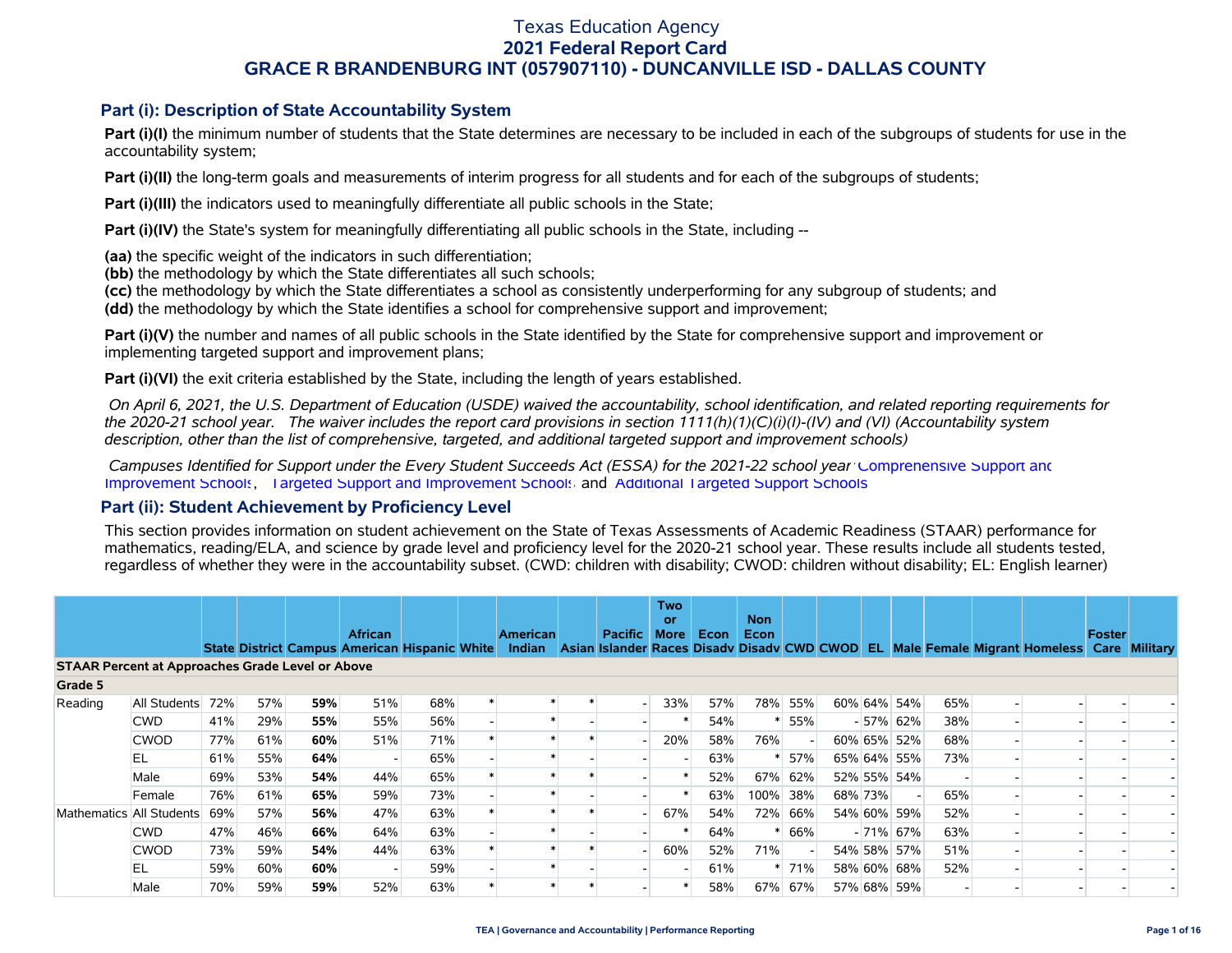# Texas Education Agency
# 2021 Federal Report Card
# GRACE R BRANDENBURG INT (057907110) - DUNCANVILLE ISD - DALLAS COUNTY

## Part (i): Description of State Accountability System

**Part (i)(I)** the minimum number of students that the State determines are necessary to be included in each of the subgroups of students for use in the accountability system;

**Part (i)(II)** the long-term goals and measurements of interim progress for all students and for each of the subgroups of students;

**Part (i)(III)** the indicators used to meaningfully differentiate all public schools in the State;

**Part (i)(IV)** the State's system for meaningfully differentiating all public schools in the State, including --

**(aa)** the specific weight of the indicators in such differentiation;
**(bb)** the methodology by which the State differentiates all such schools;
**(cc)** the methodology by which the State differentiates a school as consistently underperforming for any subgroup of students; and
**(dd)** the methodology by which the State identifies a school for comprehensive support and improvement;

**Part (i)(V)** the number and names of all public schools in the State identified by the State for comprehensive support and improvement or implementing targeted support and improvement plans;

**Part (i)(VI)** the exit criteria established by the State, including the length of years established.

*On April 6, 2021, the U.S. Department of Education (USDE) waived the accountability, school identification, and related reporting requirements for the 2020-21 school year. The waiver includes the report card provisions in section 1111(h)(1)(C)(i)(I)-(IV) and (VI) (Accountability system description, other than the list of comprehensive, targeted, and additional targeted support and improvement schools)*

*Campuses Identified for Support under the Every Student Succeeds Act (ESSA) for the 2021-22 school year:* Comprehensive Support and Improvement Schools, Targeted Support and Improvement Schools and Additional Targeted Support Schools

## Part (ii): Student Achievement by Proficiency Level

This section provides information on student achievement on the State of Texas Assessments of Academic Readiness (STAAR) performance for mathematics, reading/ELA, and science by grade level and proficiency level for the 2020-21 school year. These results include all students tested, regardless of whether they were in the accountability subset. (CWD: children with disability; CWOD: children without disability; EL: English learner)

| | | State | District | Campus | African American | Hispanic | White | American Indian | Asian | Pacific Islander | Two or More Races | Econ Disadv | Non Econ Disadv | CWD | CWOD | EL | Male | Female | Migrant | Homeless | Foster Care | Military |
|---|---|---|---|---|---|---|---|---|---|---|---|---|---|---|---|---|---|---|---|---|---|---|
| **STAAR Percent at Approaches Grade Level or Above** | | | | | | | | | | | | | | | | | | | | | | |
| **Grade 5** | | | | | | | | | | | | | | | | | | | | | | |
| Reading | All Students | 72% | 57% | **59%** | 51% | 68% | * | * | * | - | 33% | 57% | 78% | 55% | 60% | 64% | 54% | 65% | - | - | - | - |
| | CWD | 41% | 29% | **55%** | 55% | 56% | - | * | - | - | * | 54% | * | 55% | - | 57% | 62% | 38% | - | - | - | - |
| | CWOD | 77% | 61% | **60%** | 51% | 71% | * | * | * | - | 20% | 58% | 76% | - | 60% | 65% | 52% | 68% | - | - | - | - |
| | EL | 61% | 55% | **64%** | - | 65% | - | * | - | - | - | 63% | * | 57% | 65% | 64% | 55% | 73% | - | - | - | - |
| | Male | 69% | 53% | **54%** | 44% | 65% | * | * | * | - | * | 52% | 67% | 62% | 52% | 55% | 54% | - | - | - | - | - |
| | Female | 76% | 61% | **65%** | 59% | 73% | - | * | - | - | * | 63% | 100% | 38% | 68% | 73% | - | 65% | - | - | - | - |
| Mathematics | All Students | 69% | 57% | **56%** | 47% | 63% | * | * | * | - | 67% | 54% | 72% | 66% | 54% | 60% | 59% | 52% | - | - | - | - |
| | CWD | 47% | 46% | **66%** | 64% | 63% | - | * | - | - | * | 64% | * | 66% | - | 71% | 67% | 63% | - | - | - | - |
| | CWOD | 73% | 59% | **54%** | 44% | 63% | * | * | * | - | 60% | 52% | 71% | - | 54% | 58% | 57% | 51% | - | - | - | - |
| | EL | 59% | 60% | **60%** | - | 59% | - | * | - | - | - | 61% | * | 71% | 58% | 60% | 68% | 52% | - | - | - | - |
| | Male | 70% | 59% | **59%** | 52% | 63% | * | * | * | - | * | 58% | 67% | 67% | 57% | 68% | 59% | - | - | - | - | - |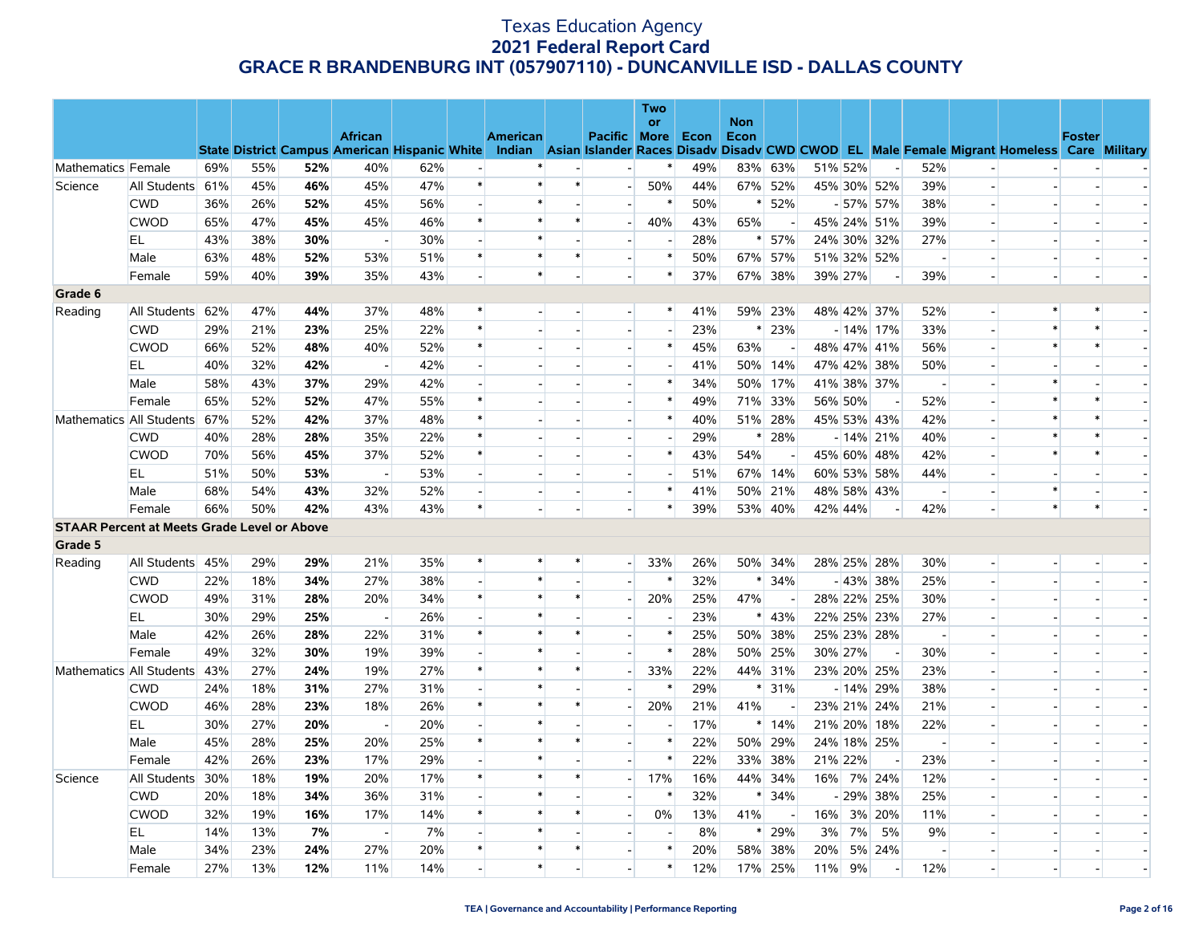# Texas Education Agency
## 2021 Federal Report Card
## GRACE R BRANDENBURG INT (057907110) - DUNCANVILLE ISD - DALLAS COUNTY

| | | State | District | Campus | African American | Hispanic | White | American Indian | Asian | Pacific Islander | Two or More Races | Econ Disadv | Non Econ Disadv | CWD | CWOD | EL | Male | Female | Migrant | Homeless | Foster Care | Military |
|---|---|---|---|---|---|---|---|---|---|---|---|---|---|---|---|---|---|---|---|---|---|---|
| Mathematics | Female | 69% | 55% | **52%** | 40% | 62% | - | * | - | - | * | 49% | 83% | 63% | 51% | 52% | - | 52% | - | - | - | - |
| Science | All Students | 61% | 45% | **46%** | 45% | 47% | * | * | * | - | 50% | 44% | 67% | 52% | 45% | 30% | 52% | 39% | - | - | - | - |
| | CWD | 36% | 26% | **52%** | 45% | 56% | - | * | - | - | * | 50% | * | 52% | - | 57% | 57% | 38% | - | - | - | - |
| | CWOD | 65% | 47% | **45%** | 45% | 46% | * | * | * | - | 40% | 43% | 65% | - | 45% | 24% | 51% | 39% | - | - | - | - |
| | EL | 43% | 38% | **30%** | - | 30% | - | * | - | - | - | 28% | * | 57% | 24% | 30% | 32% | 27% | - | - | - | - |
| | Male | 63% | 48% | **52%** | 53% | 51% | * | * | * | - | * | 50% | 67% | 57% | 51% | 32% | 52% | - | - | - | - | - |
| | Female | 59% | 40% | **39%** | 35% | 43% | - | * | - | - | * | 37% | 67% | 38% | 39% | 27% | - | 39% | - | - | - | - |
| **Grade 6** | | | | | | | | | | | | | | | | | | | | | | |
| Reading | All Students | 62% | 47% | **44%** | 37% | 48% | * | - | - | - | * | 41% | 59% | 23% | 48% | 42% | 37% | 52% | - | * | * | - |
| | CWD | 29% | 21% | **23%** | 25% | 22% | * | - | - | - | - | 23% | * | 23% | - | 14% | 17% | 33% | - | * | * | - |
| | CWOD | 66% | 52% | **48%** | 40% | 52% | * | - | - | - | * | 45% | 63% | - | 48% | 47% | 41% | 56% | - | * | * | - |
| | EL | 40% | 32% | **42%** | - | 42% | - | - | - | - | - | 41% | 50% | 14% | 47% | 42% | 38% | 50% | - | - | - | - |
| | Male | 58% | 43% | **37%** | 29% | 42% | - | - | - | - | * | 34% | 50% | 17% | 41% | 38% | 37% | - | - | * | - | - |
| | Female | 65% | 52% | **52%** | 47% | 55% | * | - | - | - | * | 49% | 71% | 33% | 56% | 50% | - | 52% | - | * | * | - |
| Mathematics | All Students | 67% | 52% | **42%** | 37% | 48% | * | - | - | - | * | 40% | 51% | 28% | 45% | 53% | 43% | 42% | - | * | * | - |
| | CWD | 40% | 28% | **28%** | 35% | 22% | * | - | - | - | - | 29% | * | 28% | - | 14% | 21% | 40% | - | * | * | - |
| | CWOD | 70% | 56% | **45%** | 37% | 52% | * | - | - | - | * | 43% | 54% | - | 45% | 60% | 48% | 42% | - | * | * | - |
| | EL | 51% | 50% | **53%** | - | 53% | - | - | - | - | - | 51% | 67% | 14% | 60% | 53% | 58% | 44% | - | - | - | - |
| | Male | 68% | 54% | **43%** | 32% | 52% | - | - | - | - | * | 41% | 50% | 21% | 48% | 58% | 43% | - | - | * | - | - |
| | Female | 66% | 50% | **42%** | 43% | 43% | * | - | - | - | * | 39% | 53% | 40% | 42% | 44% | - | 42% | - | * | * | - |
| **STAAR Percent at Meets Grade Level or Above** | | | | | | | | | | | | | | | | | | | | | | |
| **Grade 5** | | | | | | | | | | | | | | | | | | | | | | |
| Reading | All Students | 45% | 29% | **29%** | 21% | 35% | * | * | * | - | 33% | 26% | 50% | 34% | 28% | 25% | 28% | 30% | - | - | - | - |
| | CWD | 22% | 18% | **34%** | 27% | 38% | - | * | - | - | * | 32% | * | 34% | - | 43% | 38% | 25% | - | - | - | - |
| | CWOD | 49% | 31% | **28%** | 20% | 34% | * | * | * | - | 20% | 25% | 47% | - | 28% | 22% | 25% | 30% | - | - | - | - |
| | EL | 30% | 29% | **25%** | - | 26% | - | * | - | - | - | 23% | * | 43% | 22% | 25% | 23% | 27% | - | - | - | - |
| | Male | 42% | 26% | **28%** | 22% | 31% | * | * | * | - | * | 25% | 50% | 38% | 25% | 23% | 28% | - | - | - | - | - |
| | Female | 49% | 32% | **30%** | 19% | 39% | - | * | - | - | * | 28% | 50% | 25% | 30% | 27% | - | 30% | - | - | - | - |
| Mathematics | All Students | 43% | 27% | **24%** | 19% | 27% | * | * | * | - | 33% | 22% | 44% | 31% | 23% | 20% | 25% | 23% | - | - | - | - |
| | CWD | 24% | 18% | **31%** | 27% | 31% | - | * | - | - | * | 29% | * | 31% | - | 14% | 29% | 38% | - | - | - | - |
| | CWOD | 46% | 28% | **23%** | 18% | 26% | * | * | * | - | 20% | 21% | 41% | - | 23% | 21% | 24% | 21% | - | - | - | - |
| | EL | 30% | 27% | **20%** | - | 20% | - | * | - | - | - | 17% | * | 14% | 21% | 20% | 18% | 22% | - | - | - | - |
| | Male | 45% | 28% | **25%** | 20% | 25% | * | * | * | - | * | 22% | 50% | 29% | 24% | 18% | 25% | - | - | - | - | - |
| | Female | 42% | 26% | **23%** | 17% | 29% | - | * | - | - | * | 22% | 33% | 38% | 21% | 22% | - | 23% | - | - | - | - |
| Science | All Students | 30% | 18% | **19%** | 20% | 17% | * | * | * | - | 17% | 16% | 44% | 34% | 16% | 7% | 24% | 12% | - | - | - | - |
| | CWD | 20% | 18% | **34%** | 36% | 31% | - | * | - | - | * | 32% | * | 34% | - | 29% | 38% | 25% | - | - | - | - |
| | CWOD | 32% | 19% | **16%** | 17% | 14% | * | * | * | - | 0% | 13% | 41% | - | 16% | 3% | 20% | 11% | - | - | - | - |
| | EL | 14% | 13% | **7%** | - | 7% | - | * | - | - | - | 8% | * | 29% | 3% | 7% | 5% | 9% | - | - | - | - |
| | Male | 34% | 23% | **24%** | 27% | 20% | * | * | * | - | * | 20% | 58% | 38% | 20% | 5% | 24% | - | - | - | - | - |
| | Female | 27% | 13% | **12%** | 11% | 14% | - | * | - | - | * | 12% | 17% | 25% | 11% | 9% | - | 12% | - | - | - | - |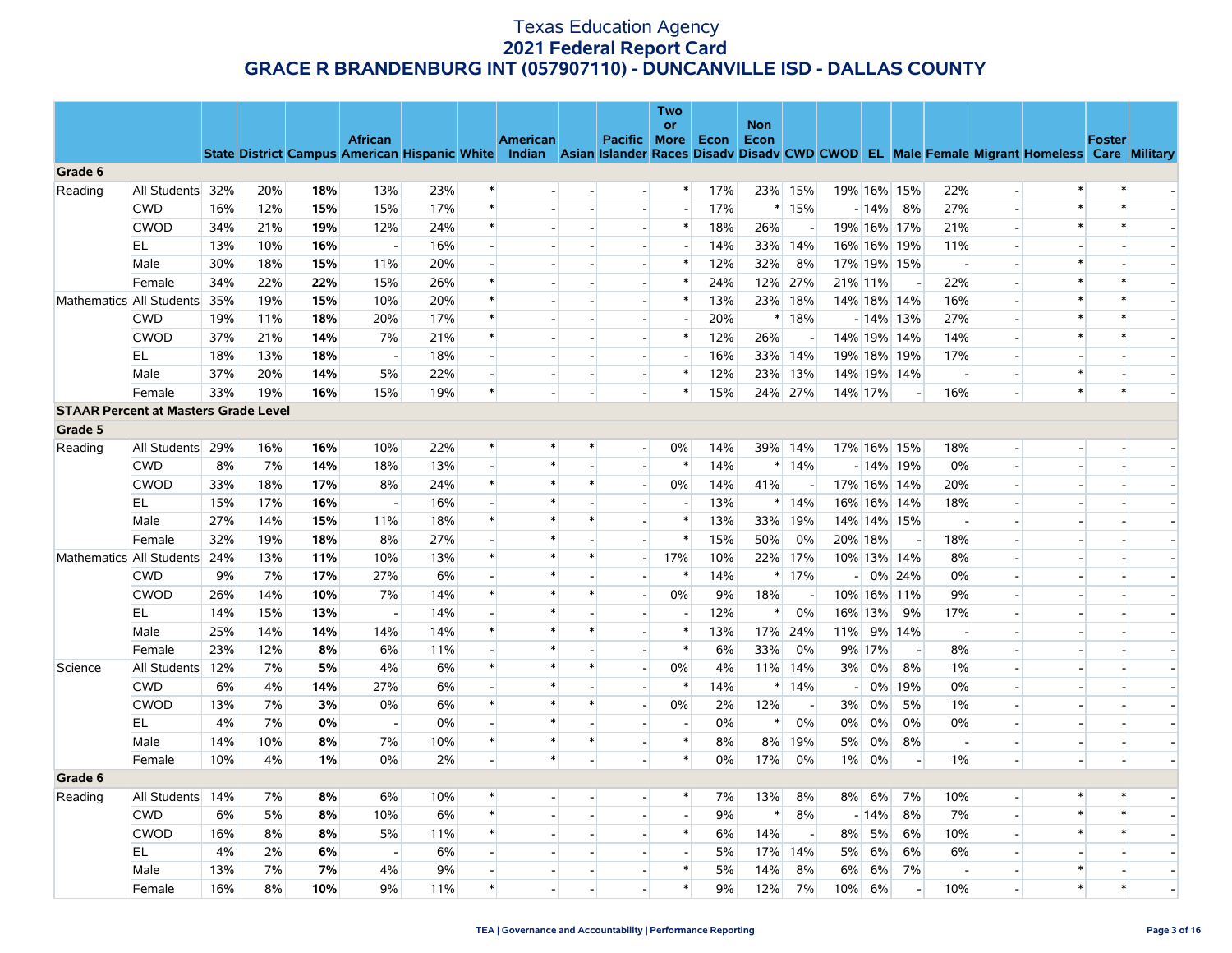# Texas Education Agency
## 2021 Federal Report Card
## GRACE R BRANDENBURG INT (057907110) - DUNCANVILLE ISD - DALLAS COUNTY

| | | State | District | Campus | African American | Hispanic | White | American Indian | Asian | Pacific Islander | Two or More Races | Econ Disadv | Non Econ Disadv | CWD | CWOD | EL | Male | Female | Migrant | Homeless | Foster Care | Military |
|---|---|---|---|---|---|---|---|---|---|---|---|---|---|---|---|---|---|---|---|---|---|---|
| **Grade 6** | | | | | | | | | | | | | | | | | | | | | | |
| Reading | All Students | 32% | 20% | **18%** | 13% | 23% | * | - | - | - | * | 17% | 23% | 15% | 19% | 16% | 15% | 22% | - | * | * | - |
| | CWD | 16% | 12% | **15%** | 15% | 17% | * | - | - | - | - | 17% | * | 15% | - | 14% | 8% | 27% | - | * | * | - |
| | CWOD | 34% | 21% | **19%** | 12% | 24% | * | - | - | - | * | 18% | 26% | - | 19% | 16% | 17% | 21% | - | * | * | - |
| | EL | 13% | 10% | **16%** | - | 16% | - | - | - | - | - | 14% | 33% | 14% | 16% | 16% | 19% | 11% | - | - | - | - |
| | Male | 30% | 18% | **15%** | 11% | 20% | - | - | - | - | * | 12% | 32% | 8% | 17% | 19% | 15% | - | - | * | - | - |
| | Female | 34% | 22% | **22%** | 15% | 26% | * | - | - | - | * | 24% | 12% | 27% | 21% | 11% | - | 22% | - | * | * | - |
| Mathematics | All Students | 35% | 19% | **15%** | 10% | 20% | * | - | - | - | * | 13% | 23% | 18% | 14% | 18% | 14% | 16% | - | * | * | - |
| | CWD | 19% | 11% | **18%** | 20% | 17% | * | - | - | - | - | 20% | * | 18% | - | 14% | 13% | 27% | - | * | * | - |
| | CWOD | 37% | 21% | **14%** | 7% | 21% | * | - | - | - | * | 12% | 26% | - | 14% | 19% | 14% | 14% | - | * | * | - |
| | EL | 18% | 13% | **18%** | - | 18% | - | - | - | - | - | 16% | 33% | 14% | 19% | 18% | 19% | 17% | - | - | - | - |
| | Male | 37% | 20% | **14%** | 5% | 22% | - | - | - | - | * | 12% | 23% | 13% | 14% | 19% | 14% | - | - | * | - | - |
| | Female | 33% | 19% | **16%** | 15% | 19% | * | - | - | - | * | 15% | 24% | 27% | 14% | 17% | - | 16% | - | * | * | - |
| **STAAR Percent at Masters Grade Level** | | | | | | | | | | | | | | | | | | | | | | |
| **Grade 5** | | | | | | | | | | | | | | | | | | | | | | |
| Reading | All Students | 29% | 16% | **16%** | 10% | 22% | * | * | * | - | 0% | 14% | 39% | 14% | 17% | 16% | 15% | 18% | - | - | - | - |
| | CWD | 8% | 7% | **14%** | 18% | 13% | - | * | - | - | * | 14% | * | 14% | - | 14% | 19% | 0% | - | - | - | - |
| | CWOD | 33% | 18% | **17%** | 8% | 24% | * | * | * | - | 0% | 14% | 41% | - | 17% | 16% | 14% | 20% | - | - | - | - |
| | EL | 15% | 17% | **16%** | - | 16% | - | * | - | - | - | 13% | * | 14% | 16% | 16% | 14% | 18% | - | - | - | - |
| | Male | 27% | 14% | **15%** | 11% | 18% | * | * | * | - | * | 13% | 33% | 19% | 14% | 14% | 15% | - | - | - | - | - |
| | Female | 32% | 19% | **18%** | 8% | 27% | - | * | - | - | * | 15% | 50% | 0% | 20% | 18% | - | 18% | - | - | - | - |
| Mathematics | All Students | 24% | 13% | **11%** | 10% | 13% | * | * | * | - | 17% | 10% | 22% | 17% | 10% | 13% | 14% | 8% | - | - | - | - |
| | CWD | 9% | 7% | **17%** | 27% | 6% | - | * | - | - | * | 14% | * | 17% | - | 0% | 24% | 0% | - | - | - | - |
| | CWOD | 26% | 14% | **10%** | 7% | 14% | * | * | * | - | 0% | 9% | 18% | - | 10% | 16% | 11% | 9% | - | - | - | - |
| | EL | 14% | 15% | **13%** | - | 14% | - | * | - | - | - | 12% | * | 0% | 16% | 13% | 9% | 17% | - | - | - | - |
| | Male | 25% | 14% | **14%** | 14% | 14% | * | * | * | - | * | 13% | 17% | 24% | 11% | 9% | 14% | - | - | - | - | - |
| | Female | 23% | 12% | **8%** | 6% | 11% | - | * | - | - | * | 6% | 33% | 0% | 9% | 17% | - | 8% | - | - | - | - |
| Science | All Students | 12% | 7% | **5%** | 4% | 6% | * | * | * | - | 0% | 4% | 11% | 14% | 3% | 0% | 8% | 1% | - | - | - | - |
| | CWD | 6% | 4% | **14%** | 27% | 6% | - | * | - | - | * | 14% | * | 14% | - | 0% | 19% | 0% | - | - | - | - |
| | CWOD | 13% | 7% | **3%** | 0% | 6% | * | * | * | - | 0% | 2% | 12% | - | 3% | 0% | 5% | 1% | - | - | - | - |
| | EL | 4% | 7% | **0%** | - | 0% | - | * | - | - | - | 0% | * | 0% | 0% | 0% | 0% | 0% | - | - | - | - |
| | Male | 14% | 10% | **8%** | 7% | 10% | * | * | * | - | * | 8% | 8% | 19% | 5% | 0% | 8% | - | - | - | - | - |
| | Female | 10% | 4% | **1%** | 0% | 2% | - | * | - | - | * | 0% | 17% | 0% | 1% | 0% | - | 1% | - | - | - | - |
| **Grade 6** | | | | | | | | | | | | | | | | | | | | | | |
| Reading | All Students | 14% | 7% | **8%** | 6% | 10% | * | - | - | - | * | 7% | 13% | 8% | 8% | 6% | 7% | 10% | - | * | * | - |
| | CWD | 6% | 5% | **8%** | 10% | 6% | * | - | - | - | - | 9% | * | 8% | - | 14% | 8% | 7% | - | * | * | - |
| | CWOD | 16% | 8% | **8%** | 5% | 11% | * | - | - | - | * | 6% | 14% | - | 8% | 5% | 6% | 10% | - | * | * | - |
| | EL | 4% | 2% | **6%** | - | 6% | - | - | - | - | - | 5% | 17% | 14% | 5% | 6% | 6% | 6% | - | - | - | - |
| | Male | 13% | 7% | **7%** | 4% | 9% | - | - | - | - | * | 5% | 14% | 8% | 6% | 6% | 7% | - | - | * | - | - |
| | Female | 16% | 8% | **10%** | 9% | 11% | * | - | - | - | * | 9% | 12% | 7% | 10% | 6% | - | 10% | - | * | * | - |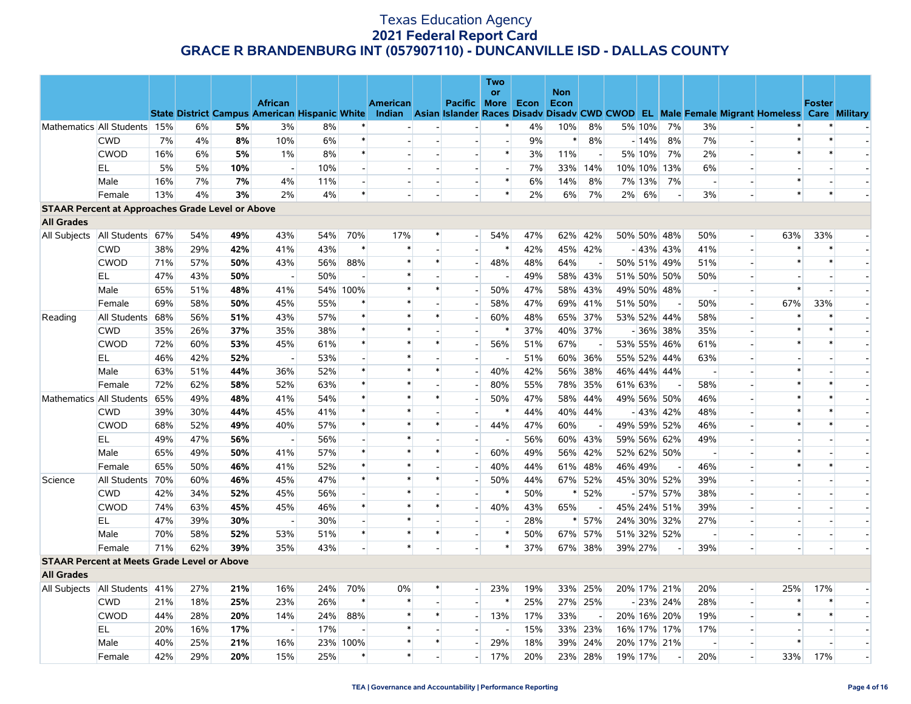# Texas Education Agency
## 2021 Federal Report Card
## GRACE R BRANDENBURG INT (057907110) - DUNCANVILLE ISD - DALLAS COUNTY

| | | State | District | Campus | African American | Hispanic | White | American Indian | Asian | Pacific Islander | Two or More Races | Econ Disadv | Non Econ Disadv | CWD | CWOD | EL | Male | Female | Migrant | Homeless | Foster Care | Military |
|---|---|---|---|---|---|---|---|---|---|---|---|---|---|---|---|---|---|---|---|---|---|---|
| Mathematics | All Students | 15% | 6% | **5%** | 3% | 8% | * | - | - | - | * | 4% | 10% | 8% | 5% | 10% | 7% | 3% | - | * | * | - |
| | CWD | 7% | 4% | **8%** | 10% | 6% | * | - | - | - | - | 9% | * | 8% | - | 14% | 8% | 7% | - | * | * | - |
| | CWOD | 16% | 6% | **5%** | 1% | 8% | * | - | - | - | * | 3% | 11% | - | 5% | 10% | 7% | 2% | - | * | * | - |
| | EL | 5% | 5% | **10%** | - | 10% | - | - | - | - | - | 7% | 33% | 14% | 10% | 10% | 13% | 6% | - | - | - | - |
| | Male | 16% | 7% | **7%** | 4% | 11% | - | - | - | - | * | 6% | 14% | 8% | 7% | 13% | 7% | - | - | * | - | - |
| | Female | 13% | 4% | **3%** | 2% | 4% | * | - | - | - | * | 2% | 6% | 7% | 2% | 6% | - | 3% | - | * | * | - |
| **STAAR Percent at Approaches Grade Level or Above** | | | | | | | | | | | | | | | | | | | | | | |
| **All Grades** | | | | | | | | | | | | | | | | | | | | | | |
| All Subjects | All Students | 67% | 54% | **49%** | 43% | 54% | 70% | 17% | * | - | 54% | 47% | 62% | 42% | 50% | 50% | 48% | 50% | - | 63% | 33% | - |
| | CWD | 38% | 29% | **42%** | 41% | 43% | * | * | - | - | * | 42% | 45% | 42% | - | 43% | 43% | 41% | - | * | * | - |
| | CWOD | 71% | 57% | **50%** | 43% | 56% | 88% | * | * | - | 48% | 48% | 64% | - | 50% | 51% | 49% | 51% | - | * | * | - |
| | EL | 47% | 43% | **50%** | - | 50% | - | * | - | - | - | 49% | 58% | 43% | 51% | 50% | 50% | 50% | - | - | - | - |
| | Male | 65% | 51% | **48%** | 41% | 54% | 100% | * | * | - | 50% | 47% | 58% | 43% | 49% | 50% | 48% | - | - | * | - | - |
| | Female | 69% | 58% | **50%** | 45% | 55% | * | * | - | - | 58% | 47% | 69% | 41% | 51% | 50% | - | 50% | - | 67% | 33% | - |
| Reading | All Students | 68% | 56% | **51%** | 43% | 57% | * | * | * | - | 60% | 48% | 65% | 37% | 53% | 52% | 44% | 58% | - | * | * | - |
| | CWD | 35% | 26% | **37%** | 35% | 38% | * | * | - | - | * | 37% | 40% | 37% | - | 36% | 38% | 35% | - | * | * | - |
| | CWOD | 72% | 60% | **53%** | 45% | 61% | * | * | * | - | 56% | 51% | 67% | - | 53% | 55% | 46% | 61% | - | * | * | - |
| | EL | 46% | 42% | **52%** | - | 53% | - | * | - | - | - | 51% | 60% | 36% | 55% | 52% | 44% | 63% | - | - | - | - |
| | Male | 63% | 51% | **44%** | 36% | 52% | * | * | * | - | 40% | 42% | 56% | 38% | 46% | 44% | 44% | - | - | * | - | - |
| | Female | 72% | 62% | **58%** | 52% | 63% | * | * | - | - | 80% | 55% | 78% | 35% | 61% | 63% | - | 58% | - | * | * | - |
| Mathematics | All Students | 65% | 49% | **48%** | 41% | 54% | * | * | * | - | 50% | 47% | 58% | 44% | 49% | 56% | 50% | 46% | - | * | * | - |
| | CWD | 39% | 30% | **44%** | 45% | 41% | * | * | - | - | * | 44% | 40% | 44% | - | 43% | 42% | 48% | - | * | * | - |
| | CWOD | 68% | 52% | **49%** | 40% | 57% | * | * | * | - | 44% | 47% | 60% | - | 49% | 59% | 52% | 46% | - | * | * | - |
| | EL | 49% | 47% | **56%** | - | 56% | - | * | - | - | - | 56% | 60% | 43% | 59% | 56% | 62% | 49% | - | - | - | - |
| | Male | 65% | 49% | **50%** | 41% | 57% | * | * | * | - | 60% | 49% | 56% | 42% | 52% | 62% | 50% | - | - | * | - | - |
| | Female | 65% | 50% | **46%** | 41% | 52% | * | * | - | - | 40% | 44% | 61% | 48% | 46% | 49% | - | 46% | - | * | * | - |
| Science | All Students | 70% | 60% | **46%** | 45% | 47% | * | * | * | - | 50% | 44% | 67% | 52% | 45% | 30% | 52% | 39% | - | - | - | - |
| | CWD | 42% | 34% | **52%** | 45% | 56% | - | * | - | - | * | 50% | * | 52% | - | 57% | 57% | 38% | - | - | - | - |
| | CWOD | 74% | 63% | **45%** | 45% | 46% | * | * | * | - | 40% | 43% | 65% | - | 45% | 24% | 51% | 39% | - | - | - | - |
| | EL | 47% | 39% | **30%** | - | 30% | - | * | - | - | - | 28% | * | 57% | 24% | 30% | 32% | 27% | - | - | - | - |
| | Male | 70% | 58% | **52%** | 53% | 51% | * | * | * | - | * | 50% | 67% | 57% | 51% | 32% | 52% | - | - | - | - | - |
| | Female | 71% | 62% | **39%** | 35% | 43% | - | * | - | - | * | 37% | 67% | 38% | 39% | 27% | - | 39% | - | - | - | - |
| **STAAR Percent at Meets Grade Level or Above** | | | | | | | | | | | | | | | | | | | | | | |
| **All Grades** | | | | | | | | | | | | | | | | | | | | | | |
| All Subjects | All Students | 41% | 27% | **21%** | 16% | 24% | 70% | 0% | * | - | 23% | 19% | 33% | 25% | 20% | 17% | 21% | 20% | - | 25% | 17% | - |
| | CWD | 21% | 18% | **25%** | 23% | 26% | * | * | - | - | * | 25% | 27% | 25% | - | 23% | 24% | 28% | - | * | * | - |
| | CWOD | 44% | 28% | **20%** | 14% | 24% | 88% | * | * | - | 13% | 17% | 33% | - | 20% | 16% | 20% | 19% | - | * | * | - |
| | EL | 20% | 16% | **17%** | - | 17% | - | * | - | - | - | 15% | 33% | 23% | 16% | 17% | 17% | 17% | - | - | - | - |
| | Male | 40% | 25% | **21%** | 16% | 23% | 100% | * | * | - | 29% | 18% | 39% | 24% | 20% | 17% | 21% | - | - | * | - | - |
| | Female | 42% | 29% | **20%** | 15% | 25% | * | * | - | - | 17% | 20% | 23% | 28% | 19% | 17% | - | 20% | - | 33% | 17% | - |

TEA | Governance and Accountability | Performance Reporting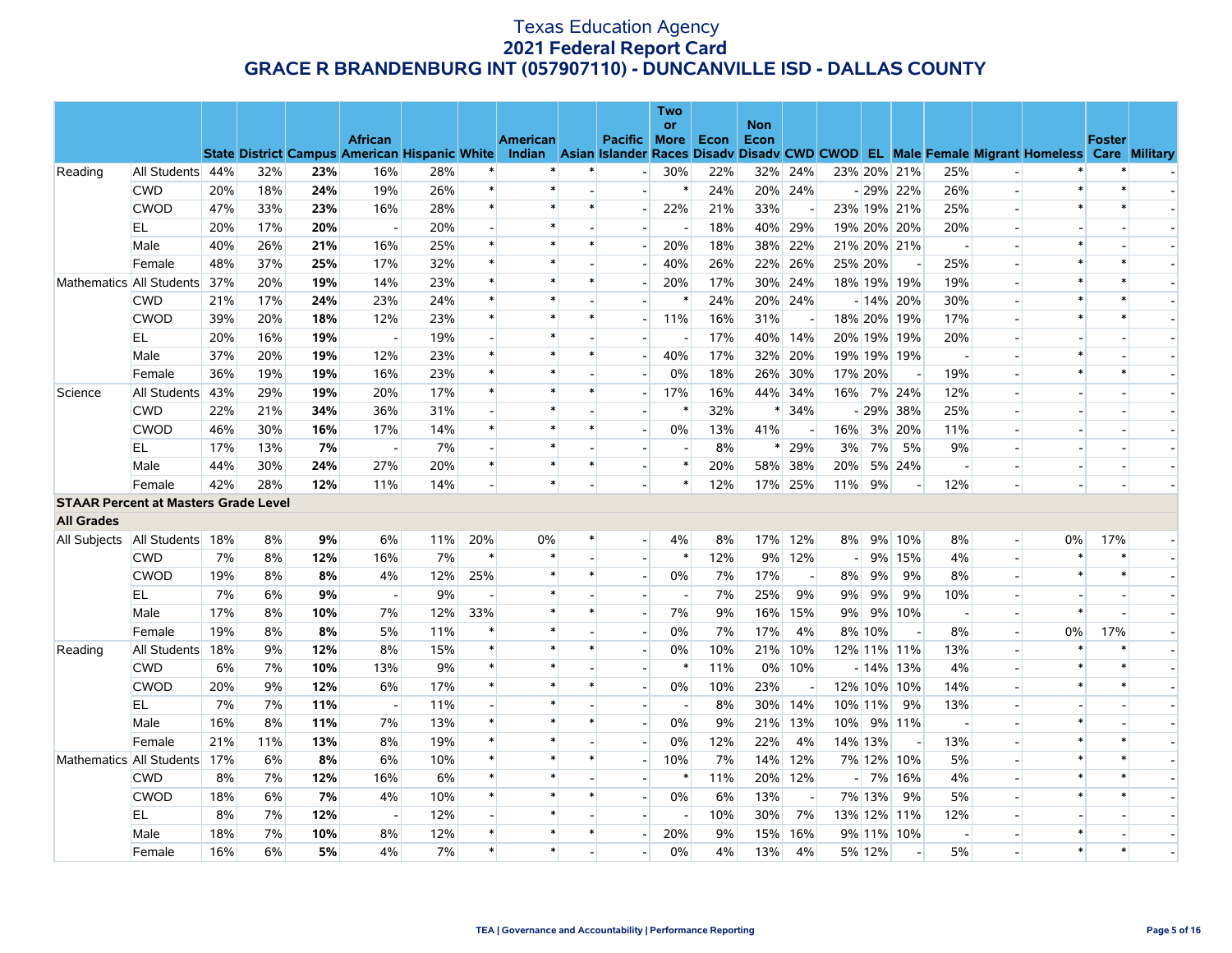# Texas Education Agency
## 2021 Federal Report Card
## GRACE R BRANDENBURG INT (057907110) - DUNCANVILLE ISD - DALLAS COUNTY

| | | State | District | Campus | African American | Hispanic | White | American Indian | Asian | Pacific Islander | Two or More Races | Econ Disadv | Non Econ Disadv | CWD | CWOD | EL | Male | Female | Migrant | Homeless | Foster Care | Military |
|---|---|---|---|---|---|---|---|---|---|---|---|---|---|---|---|---|---|---|---|---|---|---|
| Reading | All Students | 44% | 32% | **23%** | 16% | 28% | * | * | * | - | 30% | 22% | 32% | 24% | 23% | 20% | 21% | 25% | - | * | * | - |
| | CWD | 20% | 18% | **24%** | 19% | 26% | * | * | - | - | * | 24% | 20% | 24% | - | 29% | 22% | 26% | - | * | * | - |
| | CWOD | 47% | 33% | **23%** | 16% | 28% | * | * | * | - | 22% | 21% | 33% | - | 23% | 19% | 21% | 25% | - | * | * | - |
| | EL | 20% | 17% | **20%** | - | 20% | - | * | - | - | - | 18% | 40% | 29% | 19% | 20% | 20% | 20% | - | - | - | - |
| | Male | 40% | 26% | **21%** | 16% | 25% | * | * | * | - | 20% | 18% | 38% | 22% | 21% | 20% | 21% | - | - | * | - | - |
| | Female | 48% | 37% | **25%** | 17% | 32% | * | * | - | - | 40% | 26% | 22% | 26% | 25% | 20% | - | 25% | - | * | * | - |
| Mathematics | All Students | 37% | 20% | **19%** | 14% | 23% | * | * | * | - | 20% | 17% | 30% | 24% | 18% | 19% | 19% | 19% | - | * | * | - |
| | CWD | 21% | 17% | **24%** | 23% | 24% | * | * | - | - | * | 24% | 20% | 24% | - | 14% | 20% | 30% | - | * | * | - |
| | CWOD | 39% | 20% | **18%** | 12% | 23% | * | * | * | - | 11% | 16% | 31% | - | 18% | 20% | 19% | 17% | - | * | * | - |
| | EL | 20% | 16% | **19%** | - | 19% | - | * | - | - | - | 17% | 40% | 14% | 20% | 19% | 19% | 20% | - | - | - | - |
| | Male | 37% | 20% | **19%** | 12% | 23% | * | * | * | - | 40% | 17% | 32% | 20% | 19% | 19% | 19% | - | - | * | - | - |
| | Female | 36% | 19% | **19%** | 16% | 23% | * | * | - | - | 0% | 18% | 26% | 30% | 17% | 20% | - | 19% | - | * | * | - |
| Science | All Students | 43% | 29% | **19%** | 20% | 17% | * | * | * | - | 17% | 16% | 44% | 34% | 16% | 7% | 24% | 12% | - | - | - | - |
| | CWD | 22% | 21% | **34%** | 36% | 31% | - | * | - | - | * | 32% | * | 34% | - | 29% | 38% | 25% | - | - | - | - |
| | CWOD | 46% | 30% | **16%** | 17% | 14% | * | * | * | - | 0% | 13% | 41% | - | 16% | 3% | 20% | 11% | - | - | - | - |
| | EL | 17% | 13% | **7%** | - | 7% | - | * | - | - | - | 8% | * | 29% | 3% | 7% | 5% | 9% | - | - | - | - |
| | Male | 44% | 30% | **24%** | 27% | 20% | * | * | * | - | * | 20% | 58% | 38% | 20% | 5% | 24% | - | - | - | - | - |
| | Female | 42% | 28% | **12%** | 11% | 14% | - | * | - | - | * | 12% | 17% | 25% | 11% | 9% | - | 12% | - | - | - | - |
| **STAAR Percent at Masters Grade Level** | | | | | | | | | | | | | | | | | | | | | | |
| **All Grades** | | | | | | | | | | | | | | | | | | | | | | |
| All Subjects | All Students | 18% | 8% | **9%** | 6% | 11% | 20% | 0% | * | - | 4% | 8% | 17% | 12% | 8% | 9% | 10% | 8% | - | 0% | 17% | - |
| | CWD | 7% | 8% | **12%** | 16% | 7% | * | * | - | - | * | 12% | 9% | 12% | - | 9% | 15% | 4% | - | * | * | - |
| | CWOD | 19% | 8% | **8%** | 4% | 12% | 25% | * | * | - | 0% | 7% | 17% | - | 8% | 9% | 9% | 8% | - | * | * | - |
| | EL | 7% | 6% | **9%** | - | 9% | - | * | - | - | - | 7% | 25% | 9% | 9% | 9% | 9% | 10% | - | - | - | - |
| | Male | 17% | 8% | **10%** | 7% | 12% | 33% | * | * | - | 7% | 9% | 16% | 15% | 9% | 9% | 10% | - | - | * | - | - |
| | Female | 19% | 8% | **8%** | 5% | 11% | * | * | - | - | 0% | 7% | 17% | 4% | 8% | 10% | - | 8% | - | 0% | 17% | - |
| Reading | All Students | 18% | 9% | **12%** | 8% | 15% | * | * | * | - | 0% | 10% | 21% | 10% | 12% | 11% | 11% | 13% | - | * | * | - |
| | CWD | 6% | 7% | **10%** | 13% | 9% | * | * | - | - | * | 11% | 0% | 10% | - | 14% | 13% | 4% | - | * | * | - |
| | CWOD | 20% | 9% | **12%** | 6% | 17% | * | * | * | - | 0% | 10% | 23% | - | 12% | 10% | 10% | 14% | - | * | * | - |
| | EL | 7% | 7% | **11%** | - | 11% | - | * | - | - | - | 8% | 30% | 14% | 10% | 11% | 9% | 13% | - | - | - | - |
| | Male | 16% | 8% | **11%** | 7% | 13% | * | * | * | - | 0% | 9% | 21% | 13% | 10% | 9% | 11% | - | - | * | - | - |
| | Female | 21% | 11% | **13%** | 8% | 19% | * | * | - | - | 0% | 12% | 22% | 4% | 14% | 13% | - | 13% | - | * | * | - |
| Mathematics | All Students | 17% | 6% | **8%** | 6% | 10% | * | * | * | - | 10% | 7% | 14% | 12% | 7% | 12% | 10% | 5% | - | * | * | - |
| | CWD | 8% | 7% | **12%** | 16% | 6% | * | * | - | - | * | 11% | 20% | 12% | - | 7% | 16% | 4% | - | * | * | - |
| | CWOD | 18% | 6% | **7%** | 4% | 10% | * | * | * | - | 0% | 6% | 13% | - | 7% | 13% | 9% | 5% | - | * | * | - |
| | EL | 8% | 7% | **12%** | - | 12% | - | * | - | - | - | 10% | 30% | 7% | 13% | 12% | 11% | 12% | - | - | - | - |
| | Male | 18% | 7% | **10%** | 8% | 12% | * | * | * | - | 20% | 9% | 15% | 16% | 9% | 11% | 10% | - | - | * | - | - |
| | Female | 16% | 6% | **5%** | 4% | 7% | * | * | - | - | 0% | 4% | 13% | 4% | 5% | 12% | - | 5% | - | * | * | - |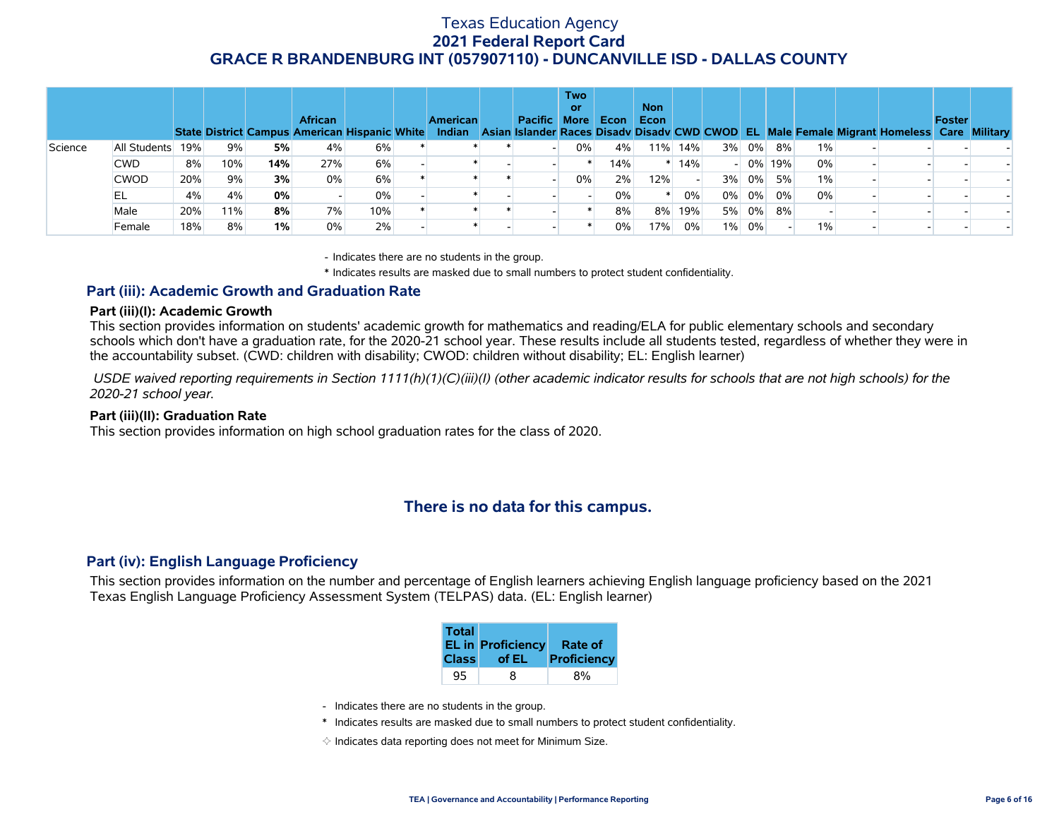# Texas Education Agency
## 2021 Federal Report Card
## GRACE R BRANDENBURG INT (057907110) - DUNCANVILLE ISD - DALLAS COUNTY

| | | State | District | Campus | African American | Hispanic | White | American Indian | Asian | Pacific Islander | Two or More Races | Econ Disadv | Non Econ Disadv | CWD | CWOD | EL | Male | Female | Migrant | Homeless | Foster Care | Military |
|---|---|---|---|---|---|---|---|---|---|---|---|---|---|---|---|---|---|---|---|---|---|---|
| Science | All Students | 19% | 9% | **5%** | 4% | 6% | * | * | * | - | 0% | 4% | 11% | 14% | 3% | 0% | 8% | 1% | - | - | - | - |
| | CWD | 8% | 10% | **14%** | 27% | 6% | - | * | - | - | * | 14% | * | 14% | - | 0% | 19% | 0% | - | - | - | - |
| | CWOD | 20% | 9% | **3%** | 0% | 6% | * | * | * | - | 0% | 2% | 12% | - | 3% | 0% | 5% | 1% | - | - | - | - |
| | EL | 4% | 4% | **0%** | - | 0% | - | * | - | - | - | 0% | * | 0% | 0% | 0% | 0% | 0% | - | - | - | - |
| | Male | 20% | 11% | **8%** | 7% | 10% | * | * | * | - | * | 8% | 8% | 19% | 5% | 0% | 8% | - | - | - | - | - |
| | Female | 18% | 8% | **1%** | 0% | 2% | - | * | - | - | * | 0% | 17% | 0% | 1% | 0% | - | 1% | - | - | - | - |

- Indicates there are no students in the group.

* Indicates results are masked due to small numbers to protect student confidentiality.

## Part (iii): Academic Growth and Graduation Rate

### Part (iii)(I): Academic Growth

This section provides information on students' academic growth for mathematics and reading/ELA for public elementary schools and secondary schools which don't have a graduation rate, for the 2020-21 school year. These results include all students tested, regardless of whether they were in the accountability subset. (CWD: children with disability; CWOD: children without disability; EL: English learner)

*USDE waived reporting requirements in Section 1111(h)(1)(C)(iii)(I) (other academic indicator results for schools that are not high schools) for the 2020-21 school year.*

### Part (iii)(II): Graduation Rate

This section provides information on high school graduation rates for the class of 2020.

**There is no data for this campus.**

## Part (iv): English Language Proficiency

This section provides information on the number and percentage of English learners achieving English language proficiency based on the 2021 Texas English Language Proficiency Assessment System (TELPAS) data. (EL: English learner)

| Total EL in Class | Proficiency of EL | Rate of Proficiency |
|---|---|---|
| 95 | 8 | 8% |

- Indicates there are no students in the group.

* Indicates results are masked due to small numbers to protect student confidentiality.

✧ Indicates data reporting does not meet for Minimum Size.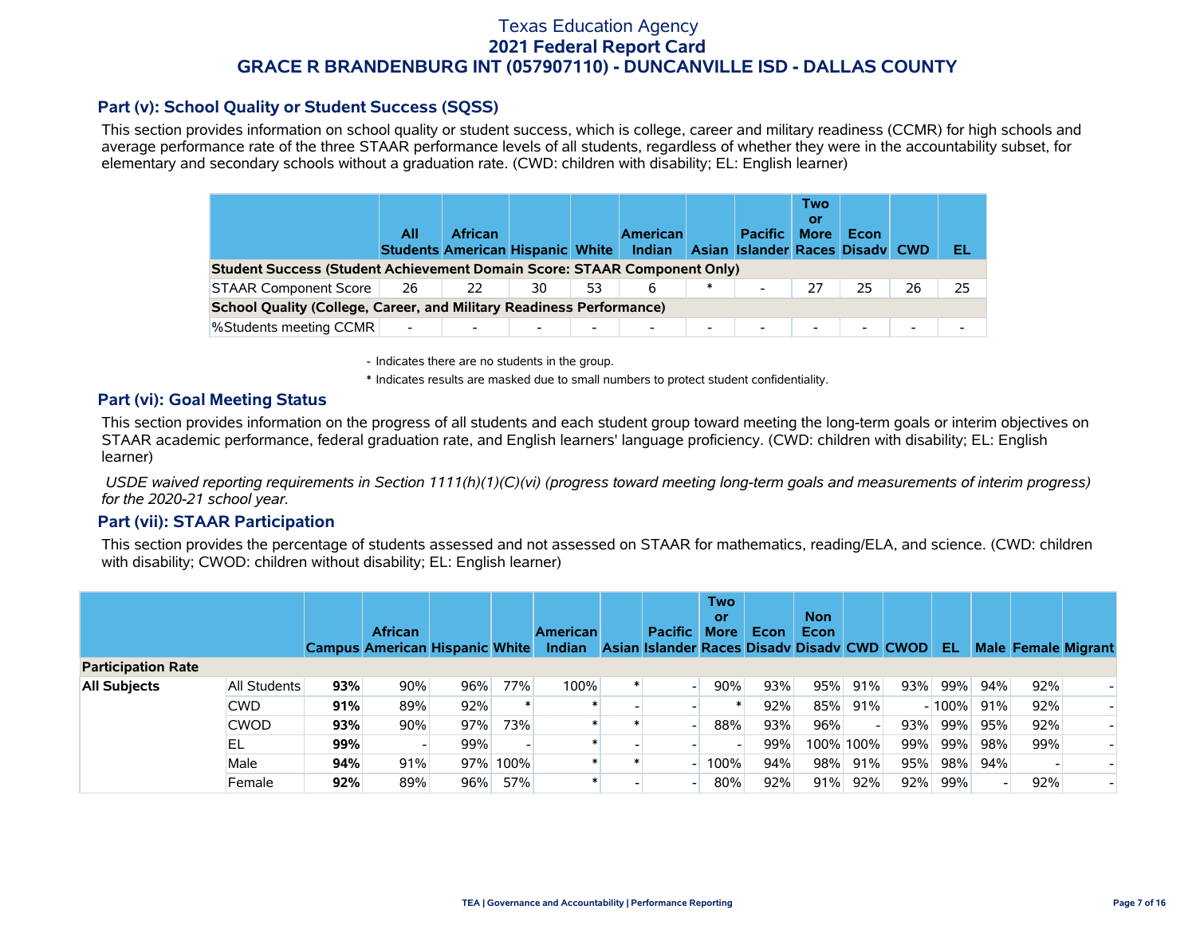# Texas Education Agency
## 2021 Federal Report Card
## GRACE R BRANDENBURG INT (057907110) - DUNCANVILLE ISD - DALLAS COUNTY

### Part (v): School Quality or Student Success (SQSS)

This section provides information on school quality or student success, which is college, career and military readiness (CCMR) for high schools and average performance rate of the three STAAR performance levels of all students, regardless of whether they were in the accountability subset, for elementary and secondary schools without a graduation rate. (CWD: children with disability; EL: English learner)

| | All Students | African American | Hispanic | White | American Indian | Asian | Pacific Islander | Two or More Races | Econ Disadv | CWD | EL |
|---|---|---|---|---|---|---|---|---|---|---|---|
| **Student Success (Student Achievement Domain Score: STAAR Component Only)** | | | | | | | | | | | |
| STAAR Component Score | 26 | 22 | 30 | 53 | 6 | * | - | 27 | 25 | 26 | 25 |
| **School Quality (College, Career, and Military Readiness Performance)** | | | | | | | | | | | |
| %Students meeting CCMR | - | - | - | - | - | - | - | - | - | - | - |

- Indicates there are no students in the group.

\* Indicates results are masked due to small numbers to protect student confidentiality.

### Part (vi): Goal Meeting Status

This section provides information on the progress of all students and each student group toward meeting the long-term goals or interim objectives on STAAR academic performance, federal graduation rate, and English learners' language proficiency. (CWD: children with disability; EL: English learner)

*USDE waived reporting requirements in Section 1111(h)(1)(C)(vi) (progress toward meeting long-term goals and measurements of interim progress) for the 2020-21 school year.*

### Part (vii): STAAR Participation

This section provides the percentage of students assessed and not assessed on STAAR for mathematics, reading/ELA, and science. (CWD: children with disability; CWOD: children without disability; EL: English learner)

| | | Campus | African American | Hispanic | White | American Indian | Asian | Pacific Islander | Two or More Races | Econ Disadv | Non Econ Disadv | CWD | CWOD | EL | Male | Female | Migrant |
|---|---|---|---|---|---|---|---|---|---|---|---|---|---|---|---|---|---|
| **Participation Rate** | | | | | | | | | | | | | | | | | |
| **All Subjects** | All Students | **93%** | 90% | 96% | 77% | 100% | * | - | 90% | 93% | 95% | 91% | 93% | 99% | 94% | 92% | - |
| | CWD | **91%** | 89% | 92% | * | * | - | - | * | 92% | 85% | 91% | - | 100% | 91% | 92% | - |
| | CWOD | **93%** | 90% | 97% | 73% | * | * | - | 88% | 93% | 96% | - | 93% | 99% | 95% | 92% | - |
| | EL | **99%** | - | 99% | - | * | - | - | - | 99% | 100% | 100% | 99% | 99% | 98% | 99% | - |
| | Male | **94%** | 91% | 97% | 100% | * | * | - | 100% | 94% | 98% | 91% | 95% | 98% | 94% | - | - |
| | Female | **92%** | 89% | 96% | 57% | * | - | - | 80% | 92% | 91% | 92% | 92% | 99% | - | 92% | - |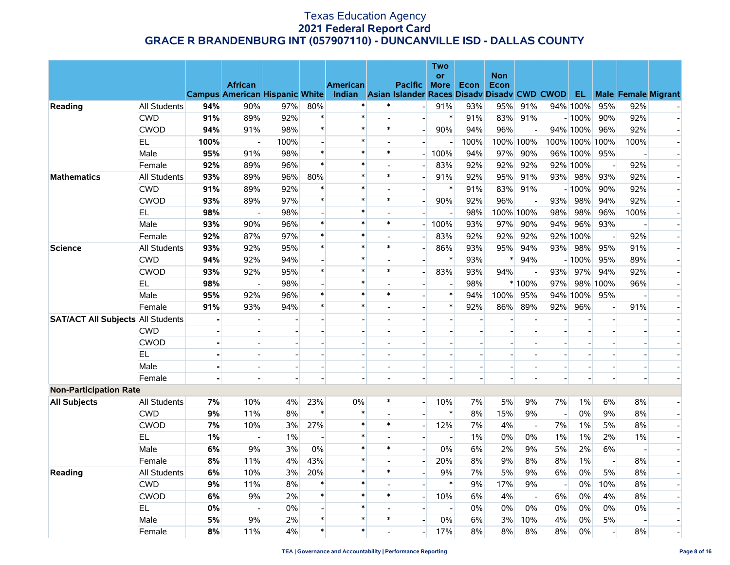# Texas Education Agency
## 2021 Federal Report Card
## GRACE R BRANDENBURG INT (057907110) - DUNCANVILLE ISD - DALLAS COUNTY

| | | Campus | African American | Hispanic | White | American Indian | Asian | Pacific Islander | Two or More Races | Econ Disadv | Non Econ Disadv | CWD | CWOD | EL | Male | Female | Migrant |
|---|---|---|---|---|---|---|---|---|---|---|---|---|---|---|---|---|---|
| **Reading** | All Students | **94%** | 90% | 97% | 80% | * | * | - | 91% | 93% | 95% | 91% | 94% | 100% | 95% | 92% | - |
| | CWD | **91%** | 89% | 92% | * | * | - | - | * | 91% | 83% | 91% | - | 100% | 90% | 92% | - |
| | CWOD | **94%** | 91% | 98% | * | * | * | - | 90% | 94% | 96% | - | 94% | 100% | 96% | 92% | - |
| | EL | **100%** | - | 100% | - | * | - | - | - | 100% | 100% | 100% | 100% | 100% | 100% | 100% | - |
| | Male | **95%** | 91% | 98% | * | * | * | - | 100% | 94% | 97% | 90% | 96% | 100% | 95% | - | - |
| | Female | **92%** | 89% | 96% | * | * | - | - | 83% | 92% | 92% | 92% | 92% | 100% | - | 92% | - |
| **Mathematics** | All Students | **93%** | 89% | 96% | 80% | * | * | - | 91% | 92% | 95% | 91% | 93% | 98% | 93% | 92% | - |
| | CWD | **91%** | 89% | 92% | * | * | - | - | * | 91% | 83% | 91% | - | 100% | 90% | 92% | - |
| | CWOD | **93%** | 89% | 97% | * | * | * | - | 90% | 92% | 96% | - | 93% | 98% | 94% | 92% | - |
| | EL | **98%** | - | 98% | - | * | - | - | - | 98% | 100% | 100% | 98% | 98% | 96% | 100% | - |
| | Male | **93%** | 90% | 96% | * | * | * | - | 100% | 93% | 97% | 90% | 94% | 96% | 93% | - | - |
| | Female | **92%** | 87% | 97% | * | * | - | - | 83% | 92% | 92% | 92% | 92% | 100% | - | 92% | - |
| **Science** | All Students | **93%** | 92% | 95% | * | * | * | - | 86% | 93% | 95% | 94% | 93% | 98% | 95% | 91% | - |
| | CWD | **94%** | 92% | 94% | - | * | - | - | * | 93% | * | 94% | - | 100% | 95% | 89% | - |
| | CWOD | **93%** | 92% | 95% | * | * | * | - | 83% | 93% | 94% | - | 93% | 97% | 94% | 92% | - |
| | EL | **98%** | - | 98% | - | * | - | - | - | 98% | * | 100% | 97% | 98% | 100% | 96% | - |
| | Male | **95%** | 92% | 96% | * | * | * | - | * | 94% | 100% | 95% | 94% | 100% | 95% | - | - |
| | Female | **91%** | 93% | 94% | * | * | - | - | * | 92% | 86% | 89% | 92% | 96% | - | 91% | - |
| **SAT/ACT All Subjects** | All Students | **-** | - | - | - | - | - | - | - | - | - | - | - | - | - | - | - |
| | CWD | **-** | - | - | - | - | - | - | - | - | - | - | - | - | - | - | - |
| | CWOD | **-** | - | - | - | - | - | - | - | - | - | - | - | - | - | - | - |
| | EL | **-** | - | - | - | - | - | - | - | - | - | - | - | - | - | - | - |
| | Male | **-** | - | - | - | - | - | - | - | - | - | - | - | - | - | - | - |
| | Female | **-** | - | - | - | - | - | - | - | - | - | - | - | - | - | - | - |
| **Non-Participation Rate** | | | | | | | | | | | | | | | | | |
| **All Subjects** | All Students | **7%** | 10% | 4% | 23% | 0% | * | - | 10% | 7% | 5% | 9% | 7% | 1% | 6% | 8% | - |
| | CWD | **9%** | 11% | 8% | * | * | - | - | * | 8% | 15% | 9% | - | 0% | 9% | 8% | - |
| | CWOD | **7%** | 10% | 3% | 27% | * | * | - | 12% | 7% | 4% | - | 7% | 1% | 5% | 8% | - |
| | EL | **1%** | - | 1% | - | * | - | - | - | 1% | 0% | 0% | 1% | 1% | 2% | 1% | - |
| | Male | **6%** | 9% | 3% | 0% | * | * | - | 0% | 6% | 2% | 9% | 5% | 2% | 6% | - | - |
| | Female | **8%** | 11% | 4% | 43% | * | - | - | 20% | 8% | 9% | 8% | 8% | 1% | - | 8% | - |
| **Reading** | All Students | **6%** | 10% | 3% | 20% | * | * | - | 9% | 7% | 5% | 9% | 6% | 0% | 5% | 8% | - |
| | CWD | **9%** | 11% | 8% | * | * | - | - | * | 9% | 17% | 9% | - | 0% | 10% | 8% | - |
| | CWOD | **6%** | 9% | 2% | * | * | * | - | 10% | 6% | 4% | - | 6% | 0% | 4% | 8% | - |
| | EL | **0%** | - | 0% | - | * | - | - | - | 0% | 0% | 0% | 0% | 0% | 0% | 0% | - |
| | Male | **5%** | 9% | 2% | * | * | * | - | 0% | 6% | 3% | 10% | 4% | 0% | 5% | - | - |
| | Female | **8%** | 11% | 4% | * | * | - | - | 17% | 8% | 8% | 8% | 8% | 0% | - | 8% | - |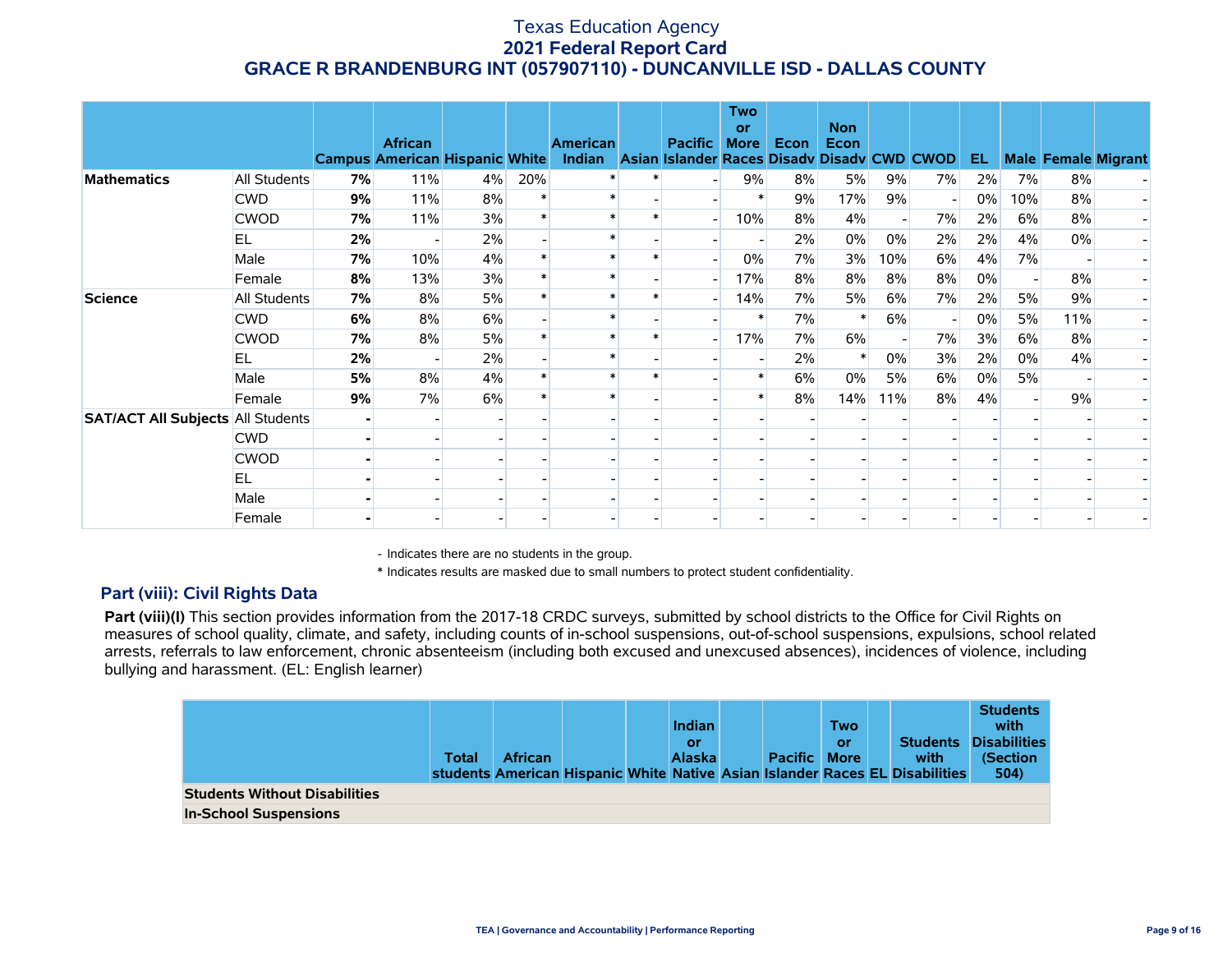# Texas Education Agency
## 2021 Federal Report Card
## GRACE R BRANDENBURG INT (057907110) - DUNCANVILLE ISD - DALLAS COUNTY

| | | Campus | African American | Hispanic | White | American Indian | Asian | Pacific Islander | Two or More Races | Econ Disadv | Non Econ Disadv | CWD | CWOD | EL | Male | Female | Migrant |
|---|---|---|---|---|---|---|---|---|---|---|---|---|---|---|---|---|---|
| **Mathematics** | All Students | **7%** | 11% | 4% | 20% | * | * | - | 9% | 8% | 5% | 9% | 7% | 2% | 7% | 8% | - |
| | CWD | **9%** | 11% | 8% | * | * | - | - | * | 9% | 17% | 9% | - | 0% | 10% | 8% | - |
| | CWOD | **7%** | 11% | 3% | * | * | * | - | 10% | 8% | 4% | - | 7% | 2% | 6% | 8% | - |
| | EL | **2%** | - | 2% | - | * | - | - | - | 2% | 0% | 0% | 2% | 2% | 4% | 0% | - |
| | Male | **7%** | 10% | 4% | * | * | * | - | 0% | 7% | 3% | 10% | 6% | 4% | 7% | - | - |
| | Female | **8%** | 13% | 3% | * | * | - | - | 17% | 8% | 8% | 8% | 8% | 0% | - | 8% | - |
| **Science** | All Students | **7%** | 8% | 5% | * | * | * | - | 14% | 7% | 5% | 6% | 7% | 2% | 5% | 9% | - |
| | CWD | **6%** | 8% | 6% | - | * | - | - | * | 7% | * | 6% | - | 0% | 5% | 11% | - |
| | CWOD | **7%** | 8% | 5% | * | * | * | - | 17% | 7% | 6% | - | 7% | 3% | 6% | 8% | - |
| | EL | **2%** | - | 2% | - | * | - | - | - | 2% | * | 0% | 3% | 2% | 0% | 4% | - |
| | Male | **5%** | 8% | 4% | * | * | * | - | * | 6% | 0% | 5% | 6% | 0% | 5% | - | - |
| | Female | **9%** | 7% | 6% | * | * | - | - | * | 8% | 14% | 11% | 8% | 4% | - | 9% | - |
| **SAT/ACT All Subjects** | All Students | **-** | - | - | - | - | - | - | - | - | - | - | - | - | - | - | - |
| | CWD | **-** | - | - | - | - | - | - | - | - | - | - | - | - | - | - | - |
| | CWOD | **-** | - | - | - | - | - | - | - | - | - | - | - | - | - | - | - |
| | EL | **-** | - | - | - | - | - | - | - | - | - | - | - | - | - | - | - |
| | Male | **-** | - | - | - | - | - | - | - | - | - | - | - | - | - | - | - |
| | Female | **-** | - | - | - | - | - | - | - | - | - | - | - | - | - | - | - |

\- Indicates there are no students in the group.

\* Indicates results are masked due to small numbers to protect student confidentiality.

### Part (viii): Civil Rights Data

**Part (viii)(I)** This section provides information from the 2017-18 CRDC surveys, submitted by school districts to the Office for Civil Rights on measures of school quality, climate, and safety, including counts of in-school suspensions, out-of-school suspensions, expulsions, school related arrests, referrals to law enforcement, chronic absenteeism (including both excused and unexcused absences), incidences of violence, including bullying and harassment. (EL: English learner)

| | Total students | African American | Hispanic | White | Indian or Alaska Native | Asian | Pacific Islander | Two or More Races | EL | Students with Disabilities | Students with Disabilities (Section 504) |
|---|---|---|---|---|---|---|---|---|---|---|---|
| **Students Without Disabilities** | | | | | | | | | | | |
| **In-School Suspensions** | | | | | | | | | | | |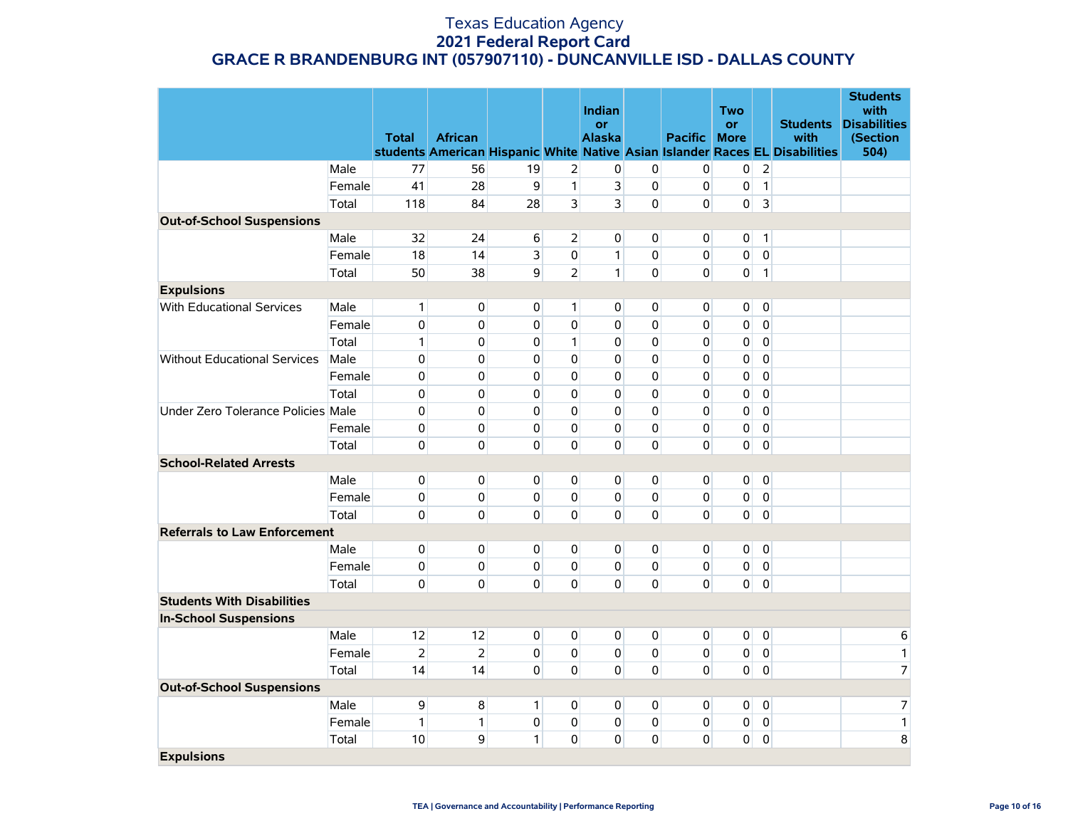Texas Education Agency
**2021 Federal Report Card**
**GRACE R BRANDENBURG INT (057907110) - DUNCANVILLE ISD - DALLAS COUNTY**

| | | Total students | African American | Hispanic | White | Indian or Alaska Native | Asian | Pacific Islander | Two or More Races | EL | Students with Disabilities | Students with Disabilities (Section 504) |
|---|---|---|---|---|---|---|---|---|---|---|---|---|
| | Male | 77 | 56 | 19 | 2 | 0 | 0 | 0 | 0 | 2 | | |
| | Female | 41 | 28 | 9 | 1 | 3 | 0 | 0 | 0 | 1 | | |
| | Total | 118 | 84 | 28 | 3 | 3 | 0 | 0 | 0 | 3 | | |
| **Out-of-School Suspensions** | | | | | | | | | | | | |
| | Male | 32 | 24 | 6 | 2 | 0 | 0 | 0 | 0 | 1 | | |
| | Female | 18 | 14 | 3 | 0 | 1 | 0 | 0 | 0 | 0 | | |
| | Total | 50 | 38 | 9 | 2 | 1 | 0 | 0 | 0 | 1 | | |
| **Expulsions** | | | | | | | | | | | | |
| With Educational Services | Male | 1 | 0 | 0 | 1 | 0 | 0 | 0 | 0 | 0 | | |
| | Female | 0 | 0 | 0 | 0 | 0 | 0 | 0 | 0 | 0 | | |
| | Total | 1 | 0 | 0 | 1 | 0 | 0 | 0 | 0 | 0 | | |
| Without Educational Services | Male | 0 | 0 | 0 | 0 | 0 | 0 | 0 | 0 | 0 | | |
| | Female | 0 | 0 | 0 | 0 | 0 | 0 | 0 | 0 | 0 | | |
| | Total | 0 | 0 | 0 | 0 | 0 | 0 | 0 | 0 | 0 | | |
| Under Zero Tolerance Policies | Male | 0 | 0 | 0 | 0 | 0 | 0 | 0 | 0 | 0 | | |
| | Female | 0 | 0 | 0 | 0 | 0 | 0 | 0 | 0 | 0 | | |
| | Total | 0 | 0 | 0 | 0 | 0 | 0 | 0 | 0 | 0 | | |
| **School-Related Arrests** | | | | | | | | | | | | |
| | Male | 0 | 0 | 0 | 0 | 0 | 0 | 0 | 0 | 0 | | |
| | Female | 0 | 0 | 0 | 0 | 0 | 0 | 0 | 0 | 0 | | |
| | Total | 0 | 0 | 0 | 0 | 0 | 0 | 0 | 0 | 0 | | |
| **Referrals to Law Enforcement** | | | | | | | | | | | | |
| | Male | 0 | 0 | 0 | 0 | 0 | 0 | 0 | 0 | 0 | | |
| | Female | 0 | 0 | 0 | 0 | 0 | 0 | 0 | 0 | 0 | | |
| | Total | 0 | 0 | 0 | 0 | 0 | 0 | 0 | 0 | 0 | | |
| **Students With Disabilities** | | | | | | | | | | | | |
| **In-School Suspensions** | | | | | | | | | | | | |
| | Male | 12 | 12 | 0 | 0 | 0 | 0 | 0 | 0 | 0 | | 6 |
| | Female | 2 | 2 | 0 | 0 | 0 | 0 | 0 | 0 | 0 | | 1 |
| | Total | 14 | 14 | 0 | 0 | 0 | 0 | 0 | 0 | 0 | | 7 |
| **Out-of-School Suspensions** | | | | | | | | | | | | |
| | Male | 9 | 8 | 1 | 0 | 0 | 0 | 0 | 0 | 0 | | 7 |
| | Female | 1 | 1 | 0 | 0 | 0 | 0 | 0 | 0 | 0 | | 1 |
| | Total | 10 | 9 | 1 | 0 | 0 | 0 | 0 | 0 | 0 | | 8 |
| **Expulsions** | | | | | | | | | | | | |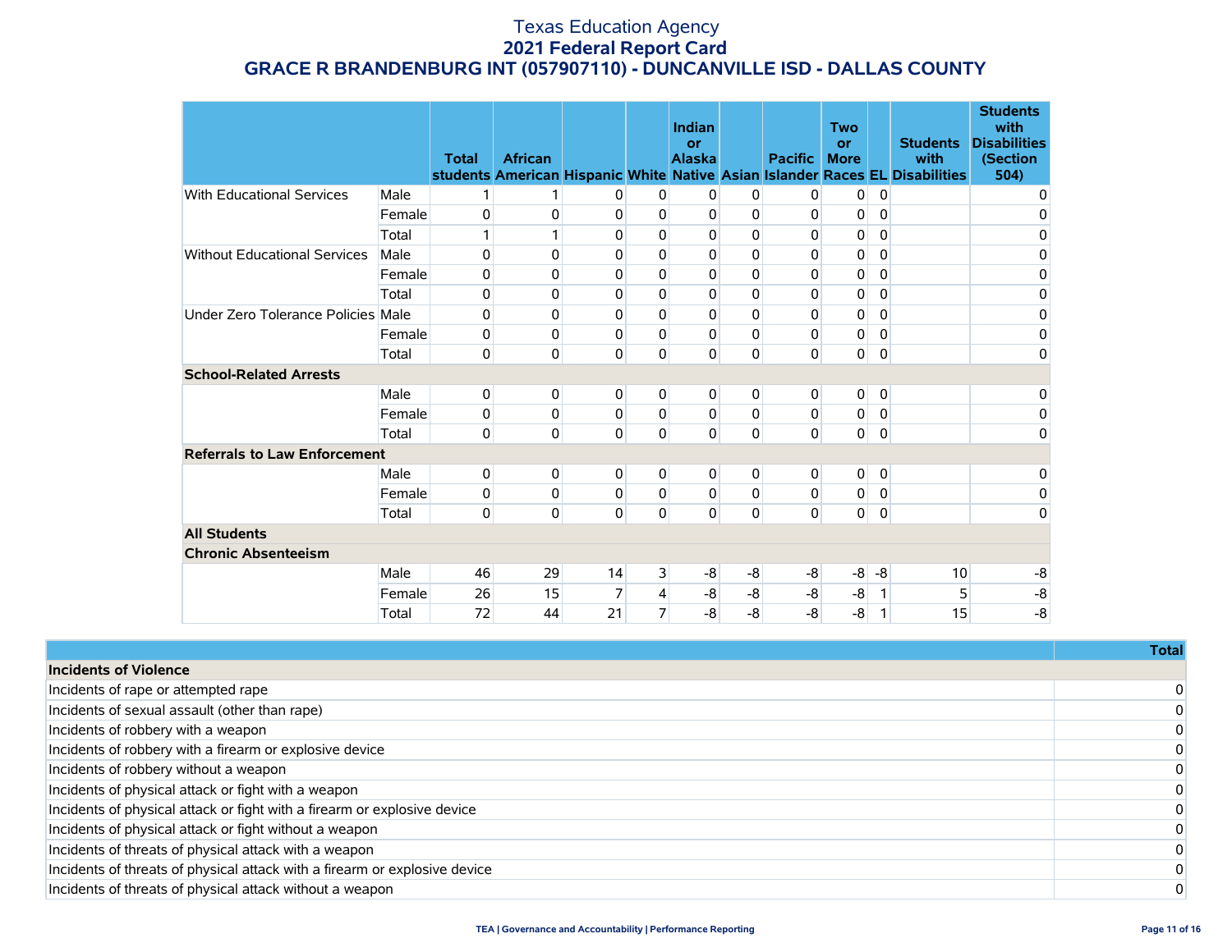# Texas Education Agency
## 2021 Federal Report Card
## GRACE R BRANDENBURG INT (057907110) - DUNCANVILLE ISD - DALLAS COUNTY

| | | Total students | African American | Hispanic | White | Indian or Alaska Native | Asian | Pacific Islander | Two or More Races | EL | Students with Disabilities | Students with Disabilities (Section 504) |
|---|---|---|---|---|---|---|---|---|---|---|---|---|
| With Educational Services | Male | 1 | 1 | 0 | 0 | 0 | 0 | 0 | 0 | 0 | | 0 |
| | Female | 0 | 0 | 0 | 0 | 0 | 0 | 0 | 0 | 0 | | 0 |
| | Total | 1 | 1 | 0 | 0 | 0 | 0 | 0 | 0 | 0 | | 0 |
| Without Educational Services | Male | 0 | 0 | 0 | 0 | 0 | 0 | 0 | 0 | 0 | | 0 |
| | Female | 0 | 0 | 0 | 0 | 0 | 0 | 0 | 0 | 0 | | 0 |
| | Total | 0 | 0 | 0 | 0 | 0 | 0 | 0 | 0 | 0 | | 0 |
| Under Zero Tolerance Policies | Male | 0 | 0 | 0 | 0 | 0 | 0 | 0 | 0 | 0 | | 0 |
| | Female | 0 | 0 | 0 | 0 | 0 | 0 | 0 | 0 | 0 | | 0 |
| | Total | 0 | 0 | 0 | 0 | 0 | 0 | 0 | 0 | 0 | | 0 |
| **School-Related Arrests** | | | | | | | | | | | | |
| | Male | 0 | 0 | 0 | 0 | 0 | 0 | 0 | 0 | 0 | | 0 |
| | Female | 0 | 0 | 0 | 0 | 0 | 0 | 0 | 0 | 0 | | 0 |
| | Total | 0 | 0 | 0 | 0 | 0 | 0 | 0 | 0 | 0 | | 0 |
| **Referrals to Law Enforcement** | | | | | | | | | | | | |
| | Male | 0 | 0 | 0 | 0 | 0 | 0 | 0 | 0 | 0 | | 0 |
| | Female | 0 | 0 | 0 | 0 | 0 | 0 | 0 | 0 | 0 | | 0 |
| | Total | 0 | 0 | 0 | 0 | 0 | 0 | 0 | 0 | 0 | | 0 |
| **All Students** | | | | | | | | | | | | |
| **Chronic Absenteeism** | | | | | | | | | | | | |
| | Male | 46 | 29 | 14 | 3 | -8 | -8 | -8 | -8 | -8 | 10 | -8 |
| | Female | 26 | 15 | 7 | 4 | -8 | -8 | -8 | -8 | 1 | 5 | -8 |
| | Total | 72 | 44 | 21 | 7 | -8 | -8 | -8 | -8 | 1 | 15 | -8 |

| | Total |
|---|---|
| **Incidents of Violence** | |
| Incidents of rape or attempted rape | 0 |
| Incidents of sexual assault (other than rape) | 0 |
| Incidents of robbery with a weapon | 0 |
| Incidents of robbery with a firearm or explosive device | 0 |
| Incidents of robbery without a weapon | 0 |
| Incidents of physical attack or fight with a weapon | 0 |
| Incidents of physical attack or fight with a firearm or explosive device | 0 |
| Incidents of physical attack or fight without a weapon | 0 |
| Incidents of threats of physical attack with a weapon | 0 |
| Incidents of threats of physical attack with a firearm or explosive device | 0 |
| Incidents of threats of physical attack without a weapon | 0 |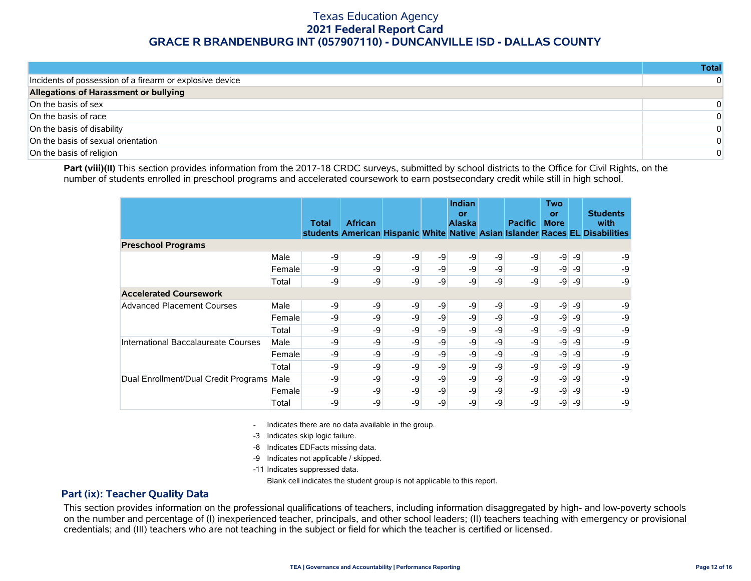# Texas Education Agency
## 2021 Federal Report Card
## GRACE R BRANDENBURG INT (057907110) - DUNCANVILLE ISD - DALLAS COUNTY

| | Total |
|---|---|
| Incidents of possession of a firearm or explosive device | 0 |
| **Allegations of Harassment or bullying** | |
| On the basis of sex | 0 |
| On the basis of race | 0 |
| On the basis of disability | 0 |
| On the basis of sexual orientation | 0 |
| On the basis of religion | 0 |

**Part (viii)(II)** This section provides information from the 2017-18 CRDC surveys, submitted by school districts to the Office for Civil Rights, on the number of students enrolled in preschool programs and accelerated coursework to earn postsecondary credit while still in high school.

| | | Total students | African American | Hispanic | White | Indian or Alaska Native | Asian | Pacific Islander | Two or More Races | EL | Students with Disabilities |
|---|---|---|---|---|---|---|---|---|---|---|---|
| **Preschool Programs** | | | | | | | | | | | |
| | Male | -9 | -9 | -9 | -9 | -9 | -9 | -9 | -9 | -9 | -9 |
| | Female | -9 | -9 | -9 | -9 | -9 | -9 | -9 | -9 | -9 | -9 |
| | Total | -9 | -9 | -9 | -9 | -9 | -9 | -9 | -9 | -9 | -9 |
| **Accelerated Coursework** | | | | | | | | | | | |
| Advanced Placement Courses | Male | -9 | -9 | -9 | -9 | -9 | -9 | -9 | -9 | -9 | -9 |
| | Female | -9 | -9 | -9 | -9 | -9 | -9 | -9 | -9 | -9 | -9 |
| | Total | -9 | -9 | -9 | -9 | -9 | -9 | -9 | -9 | -9 | -9 |
| International Baccalaureate Courses | Male | -9 | -9 | -9 | -9 | -9 | -9 | -9 | -9 | -9 | -9 |
| | Female | -9 | -9 | -9 | -9 | -9 | -9 | -9 | -9 | -9 | -9 |
| | Total | -9 | -9 | -9 | -9 | -9 | -9 | -9 | -9 | -9 | -9 |
| Dual Enrollment/Dual Credit Programs | Male | -9 | -9 | -9 | -9 | -9 | -9 | -9 | -9 | -9 | -9 |
| | Female | -9 | -9 | -9 | -9 | -9 | -9 | -9 | -9 | -9 | -9 |
| | Total | -9 | -9 | -9 | -9 | -9 | -9 | -9 | -9 | -9 | -9 |

- Indicates there are no data available in the group.
-3 Indicates skip logic failure.
-8 Indicates EDFacts missing data.
-9 Indicates not applicable / skipped.
-11 Indicates suppressed data.
Blank cell indicates the student group is not applicable to this report.

### Part (ix): Teacher Quality Data

This section provides information on the professional qualifications of teachers, including information disaggregated by high- and low-poverty schools on the number and percentage of (I) inexperienced teacher, principals, and other school leaders; (II) teachers teaching with emergency or provisional credentials; and (III) teachers who are not teaching in the subject or field for which the teacher is certified or licensed.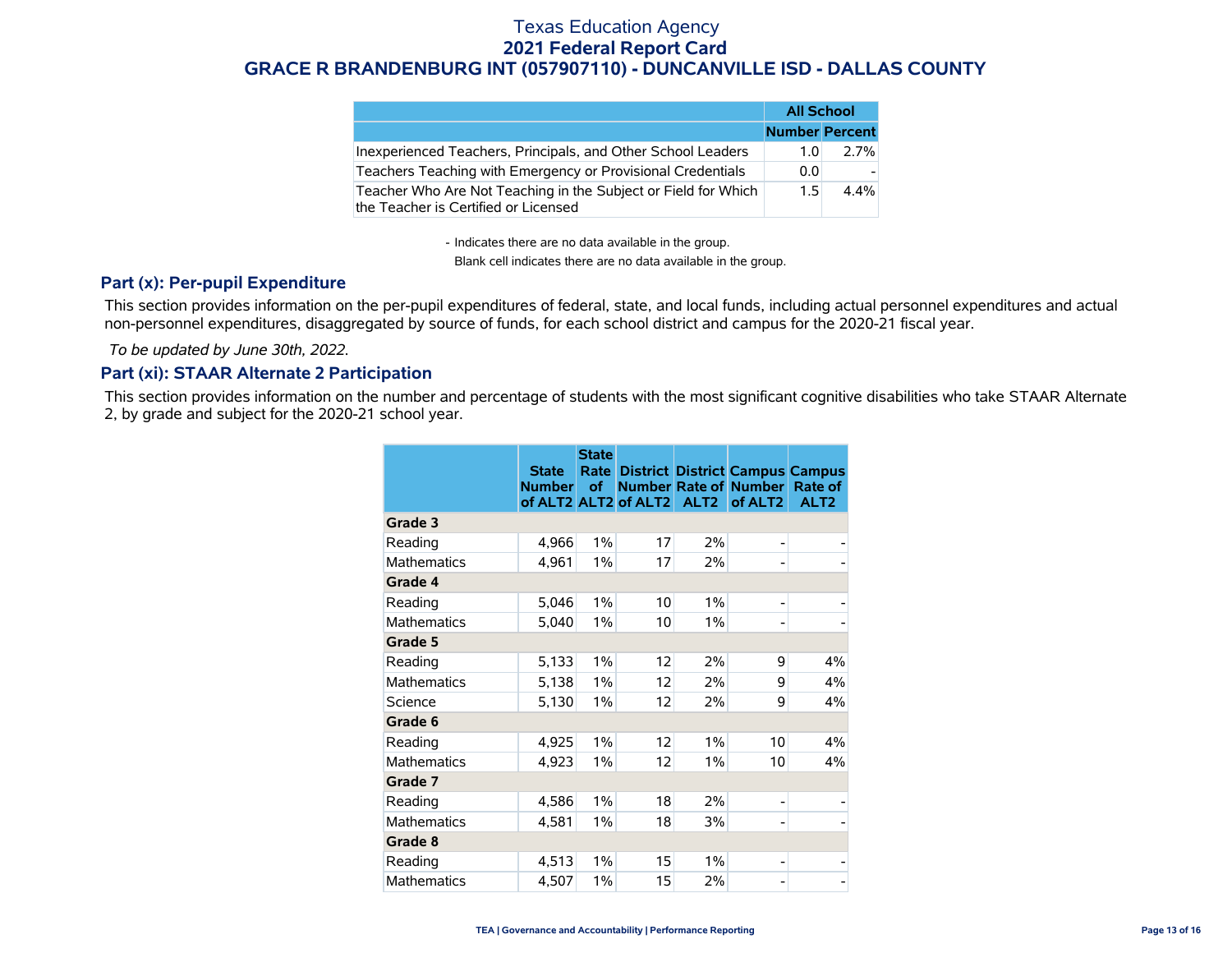# Texas Education Agency
## 2021 Federal Report Card
## GRACE R BRANDENBURG INT (057907110) - DUNCANVILLE ISD - DALLAS COUNTY

| | All School | |
|---|---|---|
| | Number | Percent |
| Inexperienced Teachers, Principals, and Other School Leaders | 1.0 | 2.7% |
| Teachers Teaching with Emergency or Provisional Credentials | 0.0 | - |
| Teacher Who Are Not Teaching in the Subject or Field for Which the Teacher is Certified or Licensed | 1.5 | 4.4% |

- Indicates there are no data available in the group.

Blank cell indicates there are no data available in the group.

### Part (x): Per-pupil Expenditure

This section provides information on the per-pupil expenditures of federal, state, and local funds, including actual personnel expenditures and actual non-personnel expenditures, disaggregated by source of funds, for each school district and campus for the 2020-21 fiscal year.

*To be updated by June 30th, 2022.*

### Part (xi): STAAR Alternate 2 Participation

This section provides information on the number and percentage of students with the most significant cognitive disabilities who take STAAR Alternate 2, by grade and subject for the 2020-21 school year.

| | State Number of ALT2 | State Rate of ALT2 | District Number of ALT2 | District Rate of ALT2 | Campus Number of ALT2 | Campus Rate of ALT2 |
|---|---|---|---|---|---|---|
| **Grade 3** | | | | | | |
| Reading | 4,966 | 1% | 17 | 2% | - | - |
| Mathematics | 4,961 | 1% | 17 | 2% | - | - |
| **Grade 4** | | | | | | |
| Reading | 5,046 | 1% | 10 | 1% | - | - |
| Mathematics | 5,040 | 1% | 10 | 1% | - | - |
| **Grade 5** | | | | | | |
| Reading | 5,133 | 1% | 12 | 2% | 9 | 4% |
| Mathematics | 5,138 | 1% | 12 | 2% | 9 | 4% |
| Science | 5,130 | 1% | 12 | 2% | 9 | 4% |
| **Grade 6** | | | | | | |
| Reading | 4,925 | 1% | 12 | 1% | 10 | 4% |
| Mathematics | 4,923 | 1% | 12 | 1% | 10 | 4% |
| **Grade 7** | | | | | | |
| Reading | 4,586 | 1% | 18 | 2% | - | - |
| Mathematics | 4,581 | 1% | 18 | 3% | - | - |
| **Grade 8** | | | | | | |
| Reading | 4,513 | 1% | 15 | 1% | - | - |
| Mathematics | 4,507 | 1% | 15 | 2% | - | - |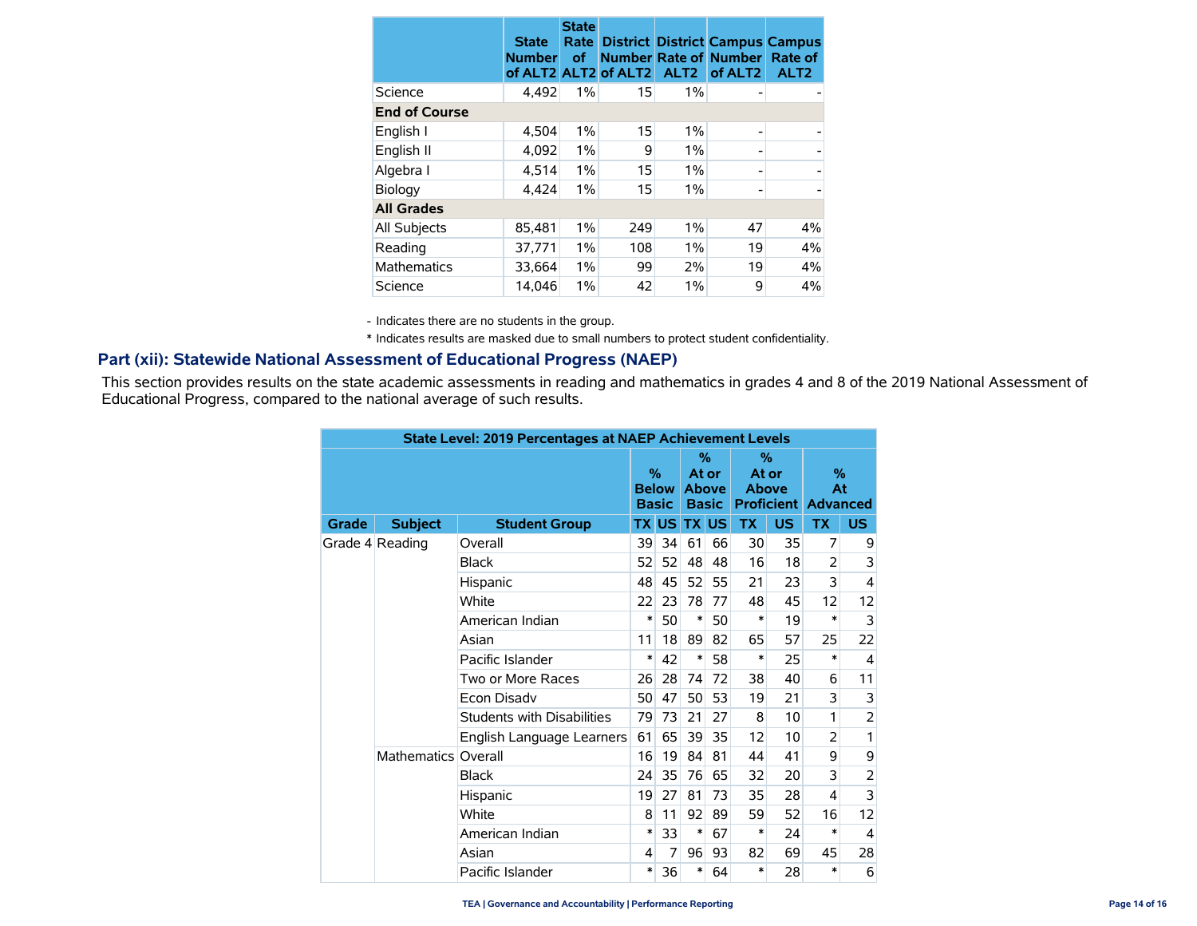| | State Number of ALT2 | State Rate of ALT2 | District Number of ALT2 | District Rate of ALT2 | Campus Number of ALT2 | Campus Rate of ALT2 |
|---|---|---|---|---|---|---|
| Science | 4,492 | 1% | 15 | 1% | - | - |
| **End of Course** | | | | | | |
| English I | 4,504 | 1% | 15 | 1% | - | - |
| English II | 4,092 | 1% | 9 | 1% | - | - |
| Algebra I | 4,514 | 1% | 15 | 1% | - | - |
| Biology | 4,424 | 1% | 15 | 1% | - | - |
| **All Grades** | | | | | | |
| All Subjects | 85,481 | 1% | 249 | 1% | 47 | 4% |
| Reading | 37,771 | 1% | 108 | 1% | 19 | 4% |
| Mathematics | 33,664 | 1% | 99 | 2% | 19 | 4% |
| Science | 14,046 | 1% | 42 | 1% | 9 | 4% |

- Indicates there are no students in the group.

\* Indicates results are masked due to small numbers to protect student confidentiality.

## Part (xii): Statewide National Assessment of Educational Progress (NAEP)

This section provides results on the state academic assessments in reading and mathematics in grades 4 and 8 of the 2019 National Assessment of Educational Progress, compared to the national average of such results.

**State Level: 2019 Percentages at NAEP Achievement Levels**

| | | | % Below Basic | | % At or Above Basic | | % At or Above Proficient | | % At Advanced | |
|---|---|---|---|---|---|---|---|---|---|---|
| Grade | Subject | Student Group | TX | US | TX | US | TX | US | TX | US |
| Grade 4 | Reading | Overall | 39 | 34 | 61 | 66 | 30 | 35 | 7 | 9 |
| | | Black | 52 | 52 | 48 | 48 | 16 | 18 | 2 | 3 |
| | | Hispanic | 48 | 45 | 52 | 55 | 21 | 23 | 3 | 4 |
| | | White | 22 | 23 | 78 | 77 | 48 | 45 | 12 | 12 |
| | | American Indian | * | 50 | * | 50 | * | 19 | * | 3 |
| | | Asian | 11 | 18 | 89 | 82 | 65 | 57 | 25 | 22 |
| | | Pacific Islander | * | 42 | * | 58 | * | 25 | * | 4 |
| | | Two or More Races | 26 | 28 | 74 | 72 | 38 | 40 | 6 | 11 |
| | | Econ Disadv | 50 | 47 | 50 | 53 | 19 | 21 | 3 | 3 |
| | | Students with Disabilities | 79 | 73 | 21 | 27 | 8 | 10 | 1 | 2 |
| | | English Language Learners | 61 | 65 | 39 | 35 | 12 | 10 | 2 | 1 |
| | Mathematics | Overall | 16 | 19 | 84 | 81 | 44 | 41 | 9 | 9 |
| | | Black | 24 | 35 | 76 | 65 | 32 | 20 | 3 | 2 |
| | | Hispanic | 19 | 27 | 81 | 73 | 35 | 28 | 4 | 3 |
| | | White | 8 | 11 | 92 | 89 | 59 | 52 | 16 | 12 |
| | | American Indian | * | 33 | * | 67 | * | 24 | * | 4 |
| | | Asian | 4 | 7 | 96 | 93 | 82 | 69 | 45 | 28 |
| | | Pacific Islander | * | 36 | * | 64 | * | 28 | * | 6 |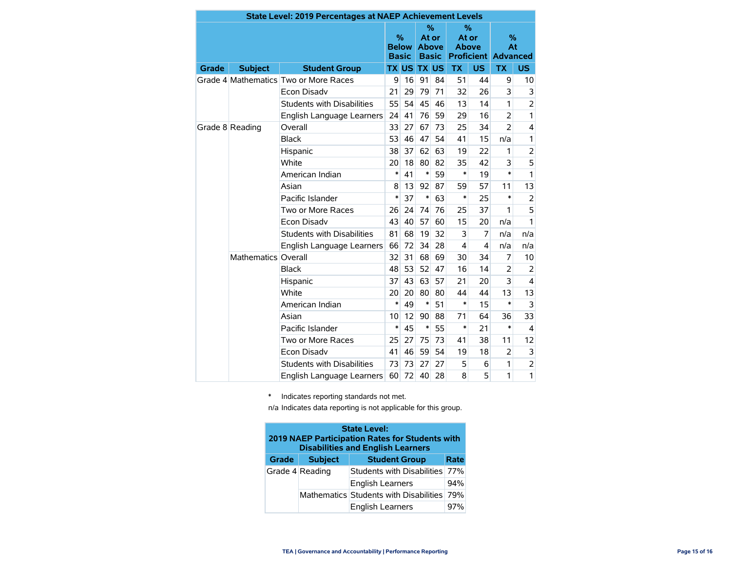| State Level: 2019 Percentages at NAEP Achievement Levels | | | | | | | | | | | |
|---|---|---|---|---|---|---|---|---|---|---|---|
| | | | % Below Basic | | % At or Above Basic | | % At or Above Proficient | | % At Advanced | |
| Grade | Subject | Student Group | TX | US | TX | US | TX | US | TX | US |
| Grade 4 | Mathematics | Two or More Races | 9 | 16 | 91 | 84 | 51 | 44 | 9 | 10 |
| | | Econ Disadv | 21 | 29 | 79 | 71 | 32 | 26 | 3 | 3 |
| | | Students with Disabilities | 55 | 54 | 45 | 46 | 13 | 14 | 1 | 2 |
| | | English Language Learners | 24 | 41 | 76 | 59 | 29 | 16 | 2 | 1 |
| Grade 8 | Reading | Overall | 33 | 27 | 67 | 73 | 25 | 34 | 2 | 4 |
| | | Black | 53 | 46 | 47 | 54 | 41 | 15 | n/a | 1 |
| | | Hispanic | 38 | 37 | 62 | 63 | 19 | 22 | 1 | 2 |
| | | White | 20 | 18 | 80 | 82 | 35 | 42 | 3 | 5 |
| | | American Indian | * | 41 | * | 59 | * | 19 | * | 1 |
| | | Asian | 8 | 13 | 92 | 87 | 59 | 57 | 11 | 13 |
| | | Pacific Islander | * | 37 | * | 63 | * | 25 | * | 2 |
| | | Two or More Races | 26 | 24 | 74 | 76 | 25 | 37 | 1 | 5 |
| | | Econ Disadv | 43 | 40 | 57 | 60 | 15 | 20 | n/a | 1 |
| | | Students with Disabilities | 81 | 68 | 19 | 32 | 3 | 7 | n/a | n/a |
| | | English Language Learners | 66 | 72 | 34 | 28 | 4 | 4 | n/a | n/a |
| | Mathematics | Overall | 32 | 31 | 68 | 69 | 30 | 34 | 7 | 10 |
| | | Black | 48 | 53 | 52 | 47 | 16 | 14 | 2 | 2 |
| | | Hispanic | 37 | 43 | 63 | 57 | 21 | 20 | 3 | 4 |
| | | White | 20 | 20 | 80 | 80 | 44 | 44 | 13 | 13 |
| | | American Indian | * | 49 | * | 51 | * | 15 | * | 3 |
| | | Asian | 10 | 12 | 90 | 88 | 71 | 64 | 36 | 33 |
| | | Pacific Islander | * | 45 | * | 55 | * | 21 | * | 4 |
| | | Two or More Races | 25 | 27 | 75 | 73 | 41 | 38 | 11 | 12 |
| | | Econ Disadv | 41 | 46 | 59 | 54 | 19 | 18 | 2 | 3 |
| | | Students with Disabilities | 73 | 73 | 27 | 27 | 5 | 6 | 1 | 2 |
| | | English Language Learners | 60 | 72 | 40 | 28 | 8 | 5 | 1 | 1 |

\* Indicates reporting standards not met.

n/a Indicates data reporting is not applicable for this group.

| State Level: 2019 NAEP Participation Rates for Students with Disabilities and English Learners | | | |
|---|---|---|---|
| Grade | Subject | Student Group | Rate |
| Grade 4 | Reading | Students with Disabilities | 77% |
| | | English Learners | 94% |
| | Mathematics | Students with Disabilities | 79% |
| | | English Learners | 97% |

TEA | Governance and Accountability | Performance Reporting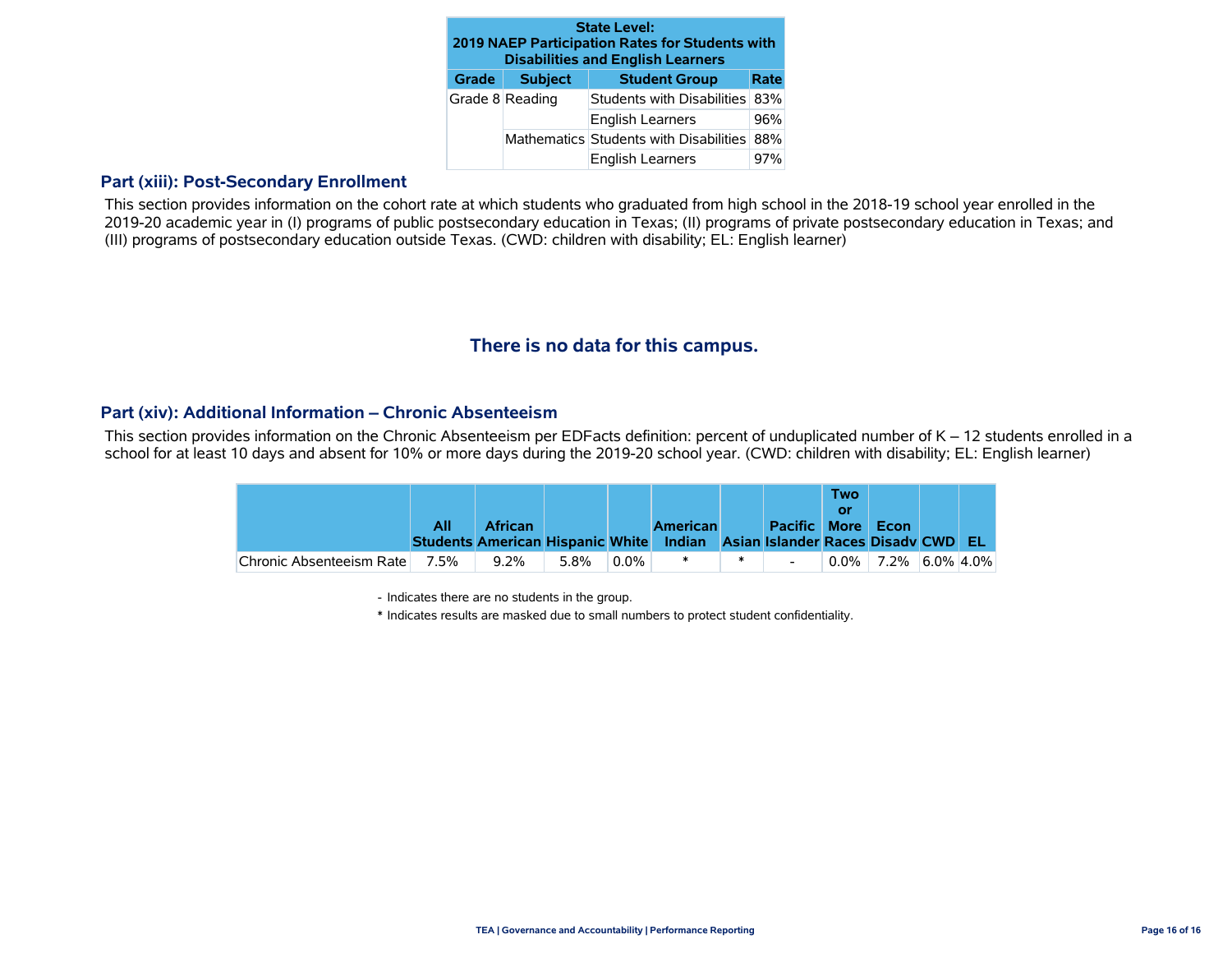| State Level: 2019 NAEP Participation Rates for Students with Disabilities and English Learners | | | |
|---|---|---|---|
| **Grade** | **Subject** | **Student Group** | **Rate** |
| Grade 8 | Reading | Students with Disabilities | 83% |
| | | English Learners | 96% |
| | Mathematics | Students with Disabilities | 88% |
| | | English Learners | 97% |

## Part (xiii): Post-Secondary Enrollment

This section provides information on the cohort rate at which students who graduated from high school in the 2018-19 school year enrolled in the 2019-20 academic year in (I) programs of public postsecondary education in Texas; (II) programs of private postsecondary education in Texas; and (III) programs of postsecondary education outside Texas. (CWD: children with disability; EL: English learner)

**There is no data for this campus.**

## Part (xiv): Additional Information – Chronic Absenteeism

This section provides information on the Chronic Absenteeism per EDFacts definition: percent of unduplicated number of K – 12 students enrolled in a school for at least 10 days and absent for 10% or more days during the 2019-20 school year. (CWD: children with disability; EL: English learner)

| | All Students | African American | Hispanic | White | American Indian | Asian | Pacific Islander | Two or More Races | Econ Disadv | CWD | EL |
|---|---|---|---|---|---|---|---|---|---|---|---|
| Chronic Absenteeism Rate | 7.5% | 9.2% | 5.8% | 0.0% | * | * | - | 0.0% | 7.2% | 6.0% | 4.0% |

- Indicates there are no students in the group.

\* Indicates results are masked due to small numbers to protect student confidentiality.